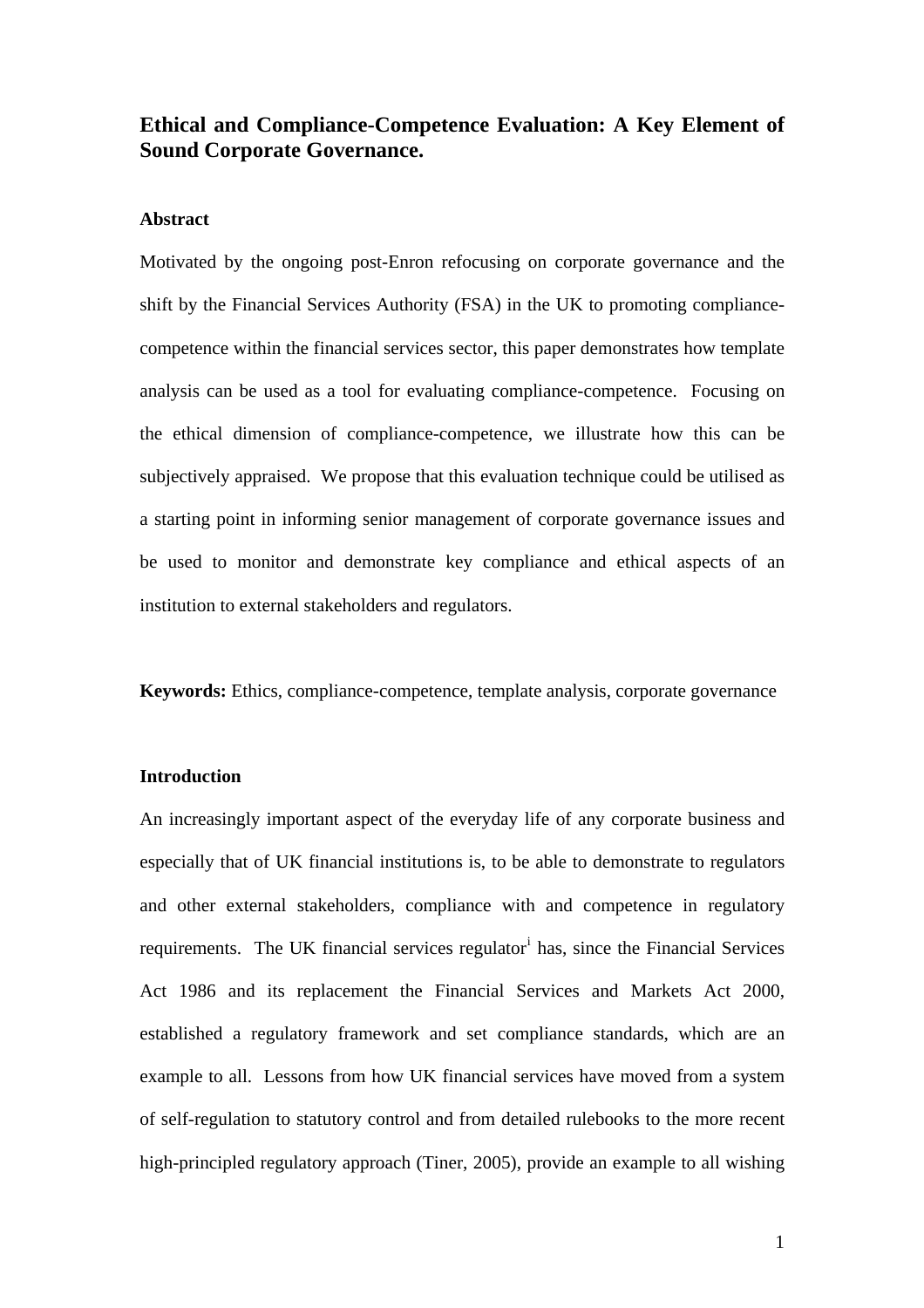# Ethical and Compliance-Competence Evaluation: A Key Element of Sound Corporate Governance.

## Abstract

Motivated by the ongoing post-Enron refocusing on corporate governance and the shift by the Financial Services Authority (FSA) in the UK to promoting compliance-competence within the financial services sector, this paper demonstrates how template analysis can be used as a tool for evaluating compliance-competence. Focusing on the ethical dimension of compliance-competence, we illustrate how this can be subjectively appraised. We propose that this evaluation technique could be utilised as a starting point in informing senior management of corporate governance issues and be used to monitor and demonstrate key compliance and ethical aspects of an institution to external stakeholders and regulators.

**Keywords:** Ethics, compliance-competence, template analysis, corporate governance

## Introduction

An increasingly important aspect of the everyday life of any corporate business and especially that of UK financial institutions is, to be able to demonstrate to regulators and other external stakeholders, compliance with and competence in regulatory requirements. The UK financial services regulator[i] has, since the Financial Services Act 1986 and its replacement the Financial Services and Markets Act 2000, established a regulatory framework and set compliance standards, which are an example to all. Lessons from how UK financial services have moved from a system of self-regulation to statutory control and from detailed rulebooks to the more recent high-principled regulatory approach (Tiner, 2005), provide an example to all wishing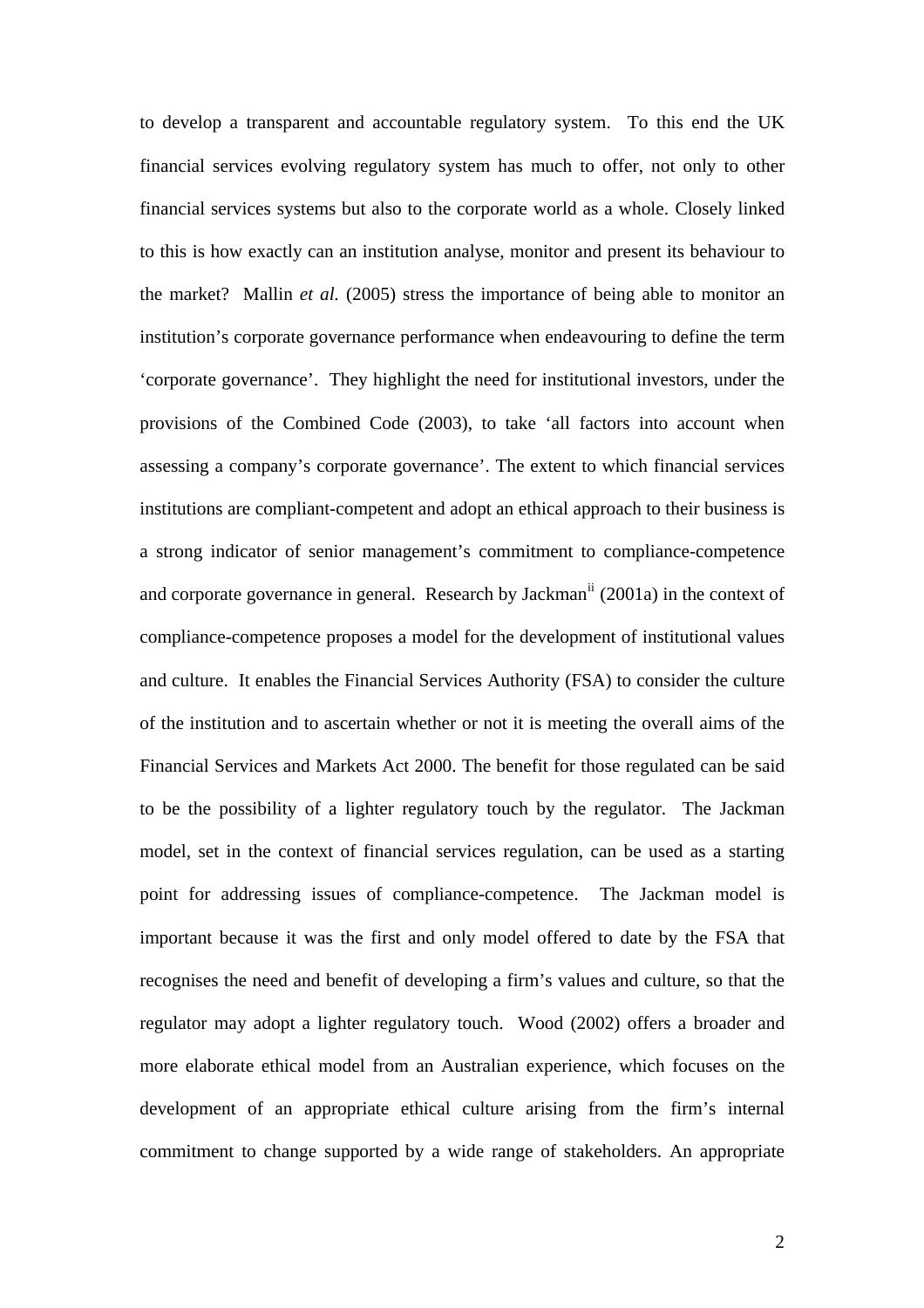to develop a transparent and accountable regulatory system. To this end the UK financial services evolving regulatory system has much to offer, not only to other financial services systems but also to the corporate world as a whole. Closely linked to this is how exactly can an institution analyse, monitor and present its behaviour to the market? Mallin *et al.* (2005) stress the importance of being able to monitor an institution's corporate governance performance when endeavouring to define the term 'corporate governance'. They highlight the need for institutional investors, under the provisions of the Combined Code (2003), to take 'all factors into account when assessing a company's corporate governance'. The extent to which financial services institutions are compliant-competent and adopt an ethical approach to their business is a strong indicator of senior management's commitment to compliance-competence and corporate governance in general. Research by Jackman[ii] (2001a) in the context of compliance-competence proposes a model for the development of institutional values and culture. It enables the Financial Services Authority (FSA) to consider the culture of the institution and to ascertain whether or not it is meeting the overall aims of the Financial Services and Markets Act 2000. The benefit for those regulated can be said to be the possibility of a lighter regulatory touch by the regulator. The Jackman model, set in the context of financial services regulation, can be used as a starting point for addressing issues of compliance-competence. The Jackman model is important because it was the first and only model offered to date by the FSA that recognises the need and benefit of developing a firm's values and culture, so that the regulator may adopt a lighter regulatory touch. Wood (2002) offers a broader and more elaborate ethical model from an Australian experience, which focuses on the development of an appropriate ethical culture arising from the firm's internal commitment to change supported by a wide range of stakeholders. An appropriate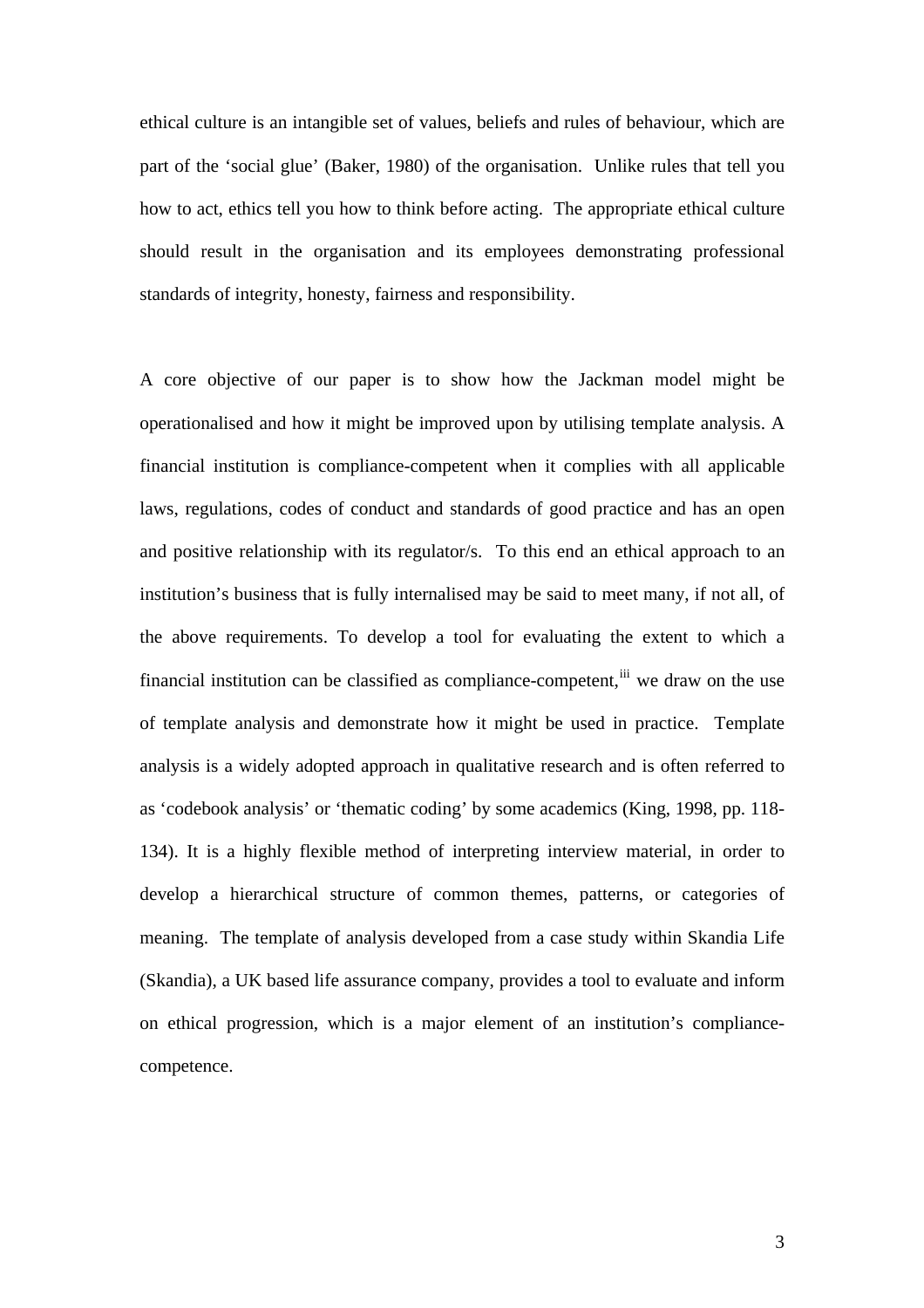ethical culture is an intangible set of values, beliefs and rules of behaviour, which are part of the 'social glue' (Baker, 1980) of the organisation. Unlike rules that tell you how to act, ethics tell you how to think before acting. The appropriate ethical culture should result in the organisation and its employees demonstrating professional standards of integrity, honesty, fairness and responsibility.

A core objective of our paper is to show how the Jackman model might be operationalised and how it might be improved upon by utilising template analysis. A financial institution is compliance-competent when it complies with all applicable laws, regulations, codes of conduct and standards of good practice and has an open and positive relationship with its regulator/s. To this end an ethical approach to an institution's business that is fully internalised may be said to meet many, if not all, of the above requirements. To develop a tool for evaluating the extent to which a financial institution can be classified as compliance-competent,[iii] we draw on the use of template analysis and demonstrate how it might be used in practice. Template analysis is a widely adopted approach in qualitative research and is often referred to as 'codebook analysis' or 'thematic coding' by some academics (King, 1998, pp. 118-134). It is a highly flexible method of interpreting interview material, in order to develop a hierarchical structure of common themes, patterns, or categories of meaning. The template of analysis developed from a case study within Skandia Life (Skandia), a UK based life assurance company, provides a tool to evaluate and inform on ethical progression, which is a major element of an institution's compliance-competence.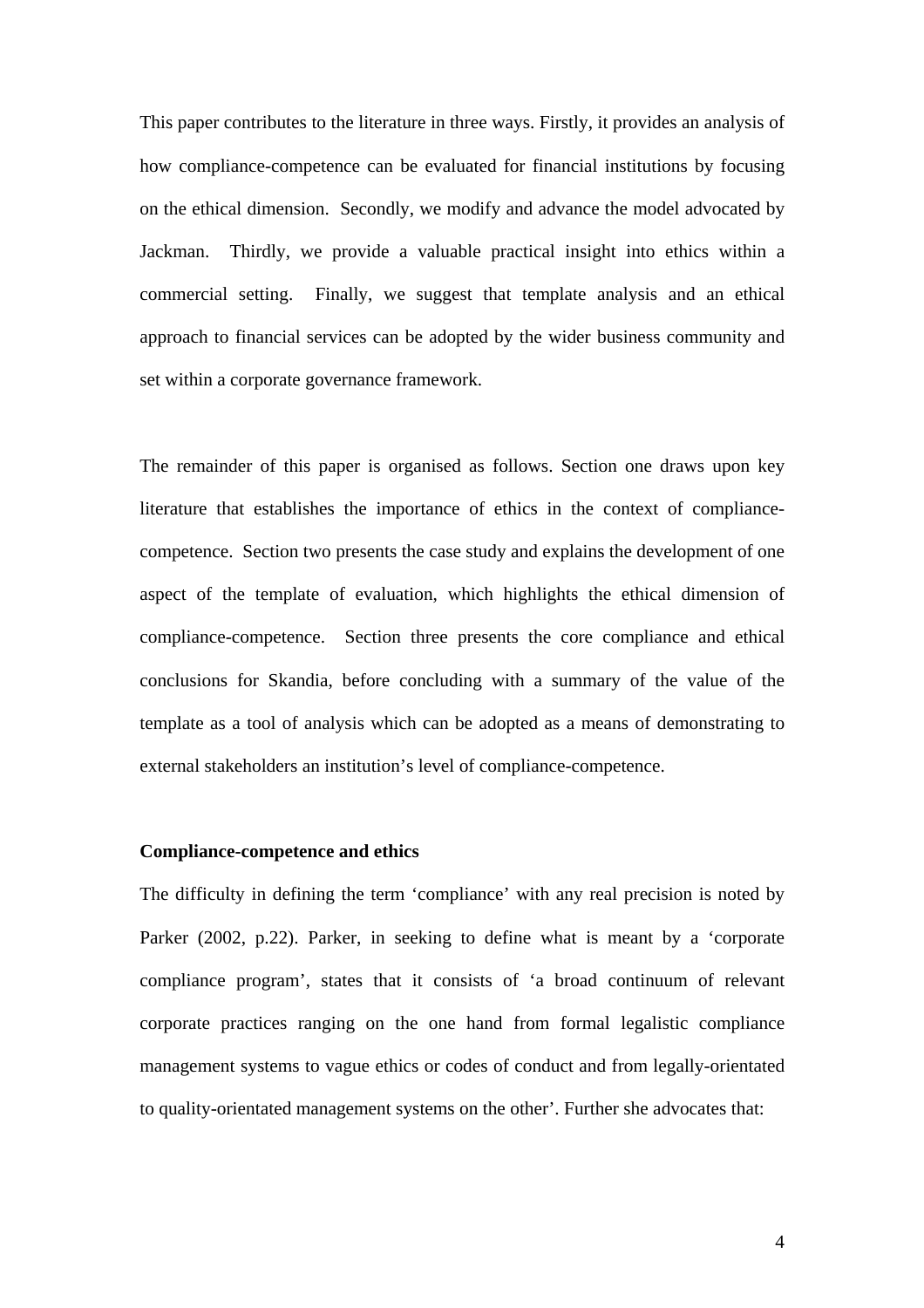This paper contributes to the literature in three ways. Firstly, it provides an analysis of how compliance-competence can be evaluated for financial institutions by focusing on the ethical dimension. Secondly, we modify and advance the model advocated by Jackman. Thirdly, we provide a valuable practical insight into ethics within a commercial setting. Finally, we suggest that template analysis and an ethical approach to financial services can be adopted by the wider business community and set within a corporate governance framework.

The remainder of this paper is organised as follows. Section one draws upon key literature that establishes the importance of ethics in the context of compliance-competence. Section two presents the case study and explains the development of one aspect of the template of evaluation, which highlights the ethical dimension of compliance-competence. Section three presents the core compliance and ethical conclusions for Skandia, before concluding with a summary of the value of the template as a tool of analysis which can be adopted as a means of demonstrating to external stakeholders an institution's level of compliance-competence.

**Compliance-competence and ethics**

The difficulty in defining the term 'compliance' with any real precision is noted by Parker (2002, p.22). Parker, in seeking to define what is meant by a 'corporate compliance program', states that it consists of 'a broad continuum of relevant corporate practices ranging on the one hand from formal legalistic compliance management systems to vague ethics or codes of conduct and from legally-orientated to quality-orientated management systems on the other'. Further she advocates that: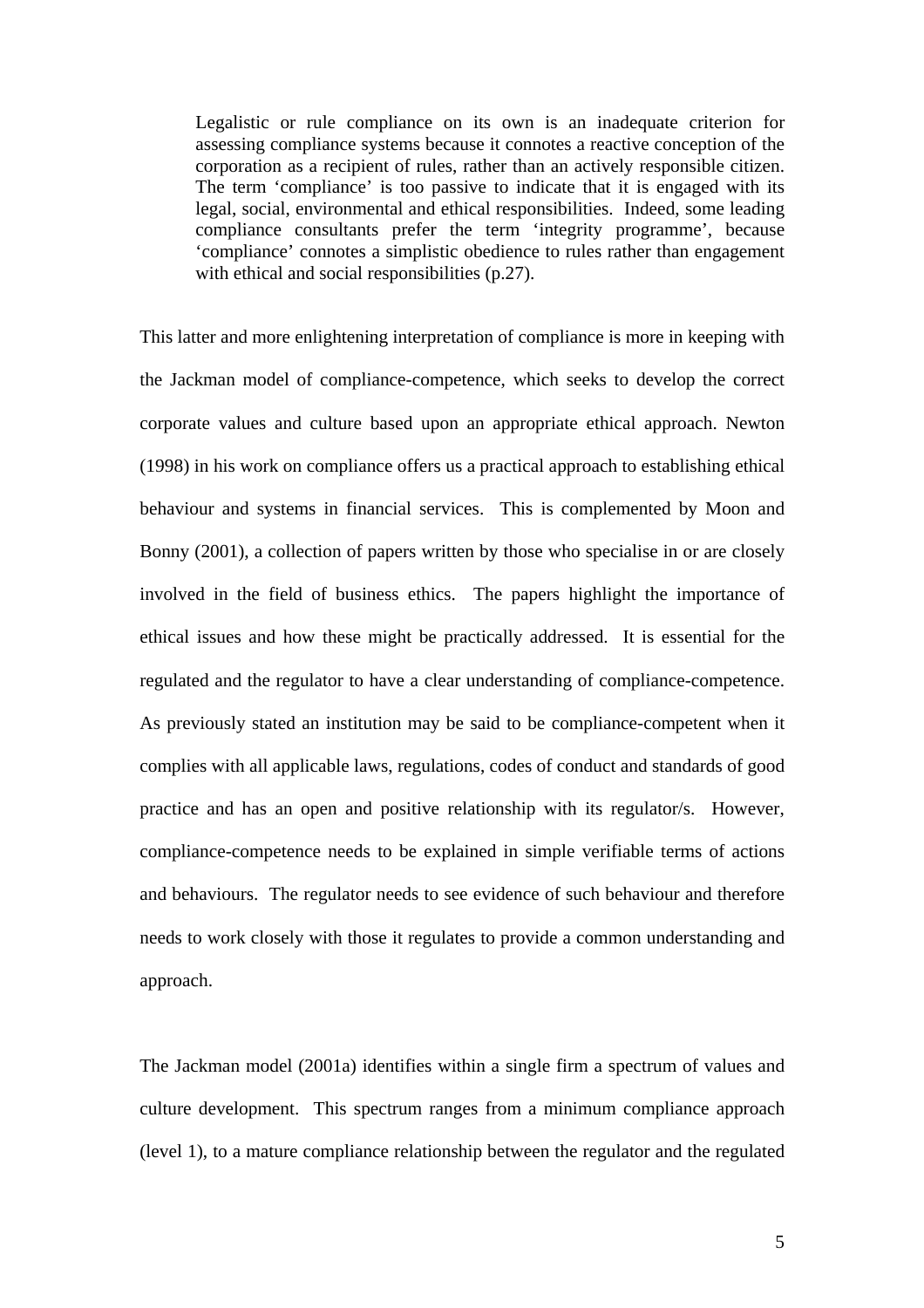> Legalistic or rule compliance on its own is an inadequate criterion for assessing compliance systems because it connotes a reactive conception of the corporation as a recipient of rules, rather than an actively responsible citizen. The term 'compliance' is too passive to indicate that it is engaged with its legal, social, environmental and ethical responsibilities. Indeed, some leading compliance consultants prefer the term 'integrity programme', because 'compliance' connotes a simplistic obedience to rules rather than engagement with ethical and social responsibilities (p.27).

This latter and more enlightening interpretation of compliance is more in keeping with the Jackman model of compliance-competence, which seeks to develop the correct corporate values and culture based upon an appropriate ethical approach. Newton (1998) in his work on compliance offers us a practical approach to establishing ethical behaviour and systems in financial services. This is complemented by Moon and Bonny (2001), a collection of papers written by those who specialise in or are closely involved in the field of business ethics. The papers highlight the importance of ethical issues and how these might be practically addressed. It is essential for the regulated and the regulator to have a clear understanding of compliance-competence. As previously stated an institution may be said to be compliance-competent when it complies with all applicable laws, regulations, codes of conduct and standards of good practice and has an open and positive relationship with its regulator/s. However, compliance-competence needs to be explained in simple verifiable terms of actions and behaviours. The regulator needs to see evidence of such behaviour and therefore needs to work closely with those it regulates to provide a common understanding and approach.

The Jackman model (2001a) identifies within a single firm a spectrum of values and culture development. This spectrum ranges from a minimum compliance approach (level 1), to a mature compliance relationship between the regulator and the regulated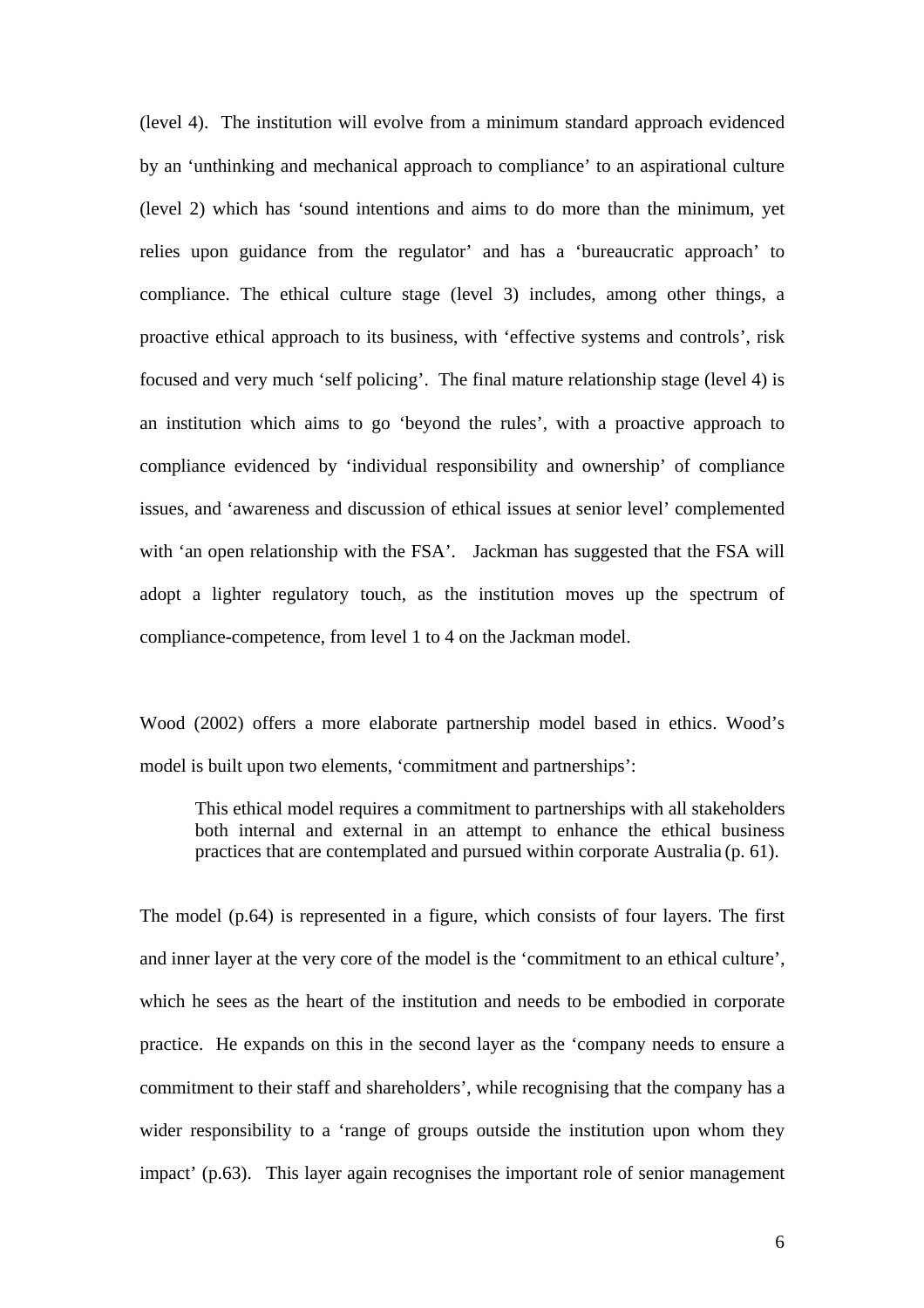(level 4). The institution will evolve from a minimum standard approach evidenced by an 'unthinking and mechanical approach to compliance' to an aspirational culture (level 2) which has 'sound intentions and aims to do more than the minimum, yet relies upon guidance from the regulator' and has a 'bureaucratic approach' to compliance. The ethical culture stage (level 3) includes, among other things, a proactive ethical approach to its business, with 'effective systems and controls', risk focused and very much 'self policing'. The final mature relationship stage (level 4) is an institution which aims to go 'beyond the rules', with a proactive approach to compliance evidenced by 'individual responsibility and ownership' of compliance issues, and 'awareness and discussion of ethical issues at senior level' complemented with 'an open relationship with the FSA'. Jackman has suggested that the FSA will adopt a lighter regulatory touch, as the institution moves up the spectrum of compliance-competence, from level 1 to 4 on the Jackman model.

Wood (2002) offers a more elaborate partnership model based in ethics. Wood's model is built upon two elements, 'commitment and partnerships':

> This ethical model requires a commitment to partnerships with all stakeholders both internal and external in an attempt to enhance the ethical business practices that are contemplated and pursued within corporate Australia (p. 61).

The model (p.64) is represented in a figure, which consists of four layers. The first and inner layer at the very core of the model is the 'commitment to an ethical culture', which he sees as the heart of the institution and needs to be embodied in corporate practice. He expands on this in the second layer as the 'company needs to ensure a commitment to their staff and shareholders', while recognising that the company has a wider responsibility to a 'range of groups outside the institution upon whom they impact' (p.63). This layer again recognises the important role of senior management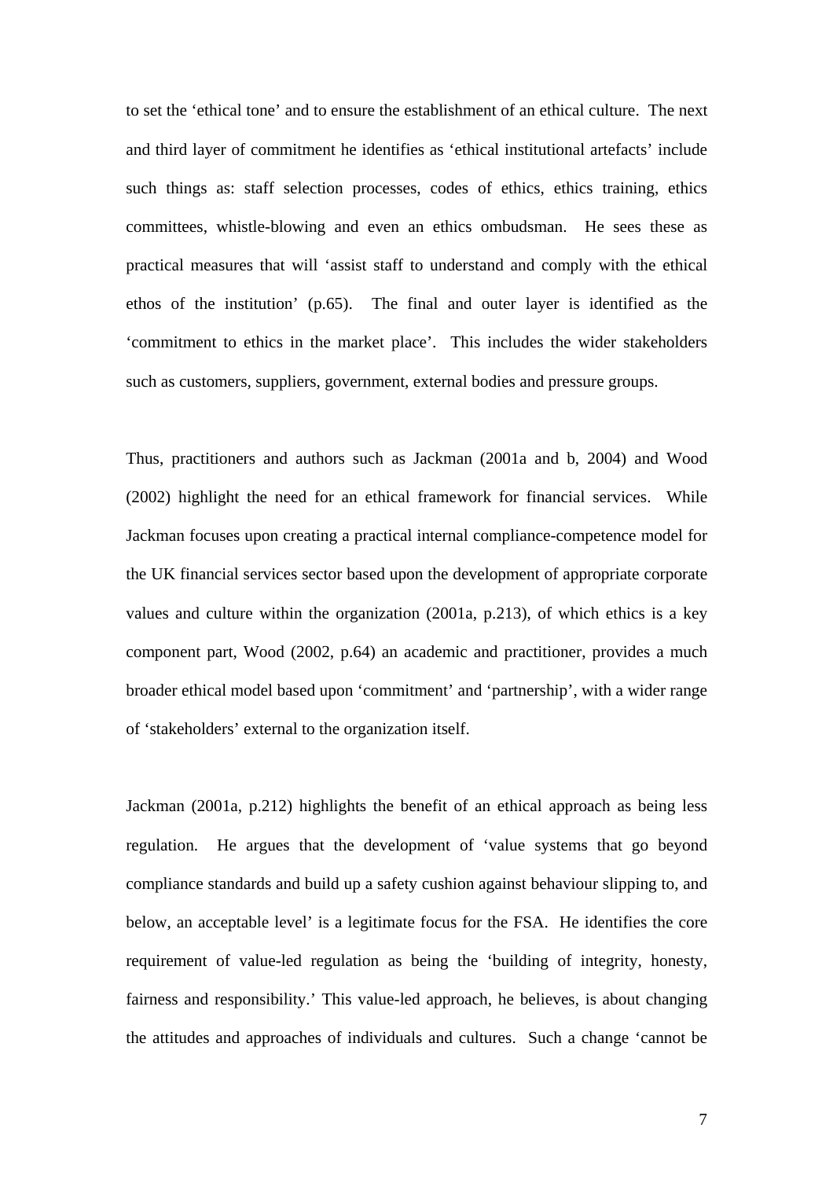to set the 'ethical tone' and to ensure the establishment of an ethical culture. The next and third layer of commitment he identifies as 'ethical institutional artefacts' include such things as: staff selection processes, codes of ethics, ethics training, ethics committees, whistle-blowing and even an ethics ombudsman. He sees these as practical measures that will 'assist staff to understand and comply with the ethical ethos of the institution' (p.65). The final and outer layer is identified as the 'commitment to ethics in the market place'. This includes the wider stakeholders such as customers, suppliers, government, external bodies and pressure groups.

Thus, practitioners and authors such as Jackman (2001a and b, 2004) and Wood (2002) highlight the need for an ethical framework for financial services. While Jackman focuses upon creating a practical internal compliance-competence model for the UK financial services sector based upon the development of appropriate corporate values and culture within the organization (2001a, p.213), of which ethics is a key component part, Wood (2002, p.64) an academic and practitioner, provides a much broader ethical model based upon 'commitment' and 'partnership', with a wider range of 'stakeholders' external to the organization itself.

Jackman (2001a, p.212) highlights the benefit of an ethical approach as being less regulation. He argues that the development of 'value systems that go beyond compliance standards and build up a safety cushion against behaviour slipping to, and below, an acceptable level' is a legitimate focus for the FSA. He identifies the core requirement of value-led regulation as being the 'building of integrity, honesty, fairness and responsibility.' This value-led approach, he believes, is about changing the attitudes and approaches of individuals and cultures. Such a change 'cannot be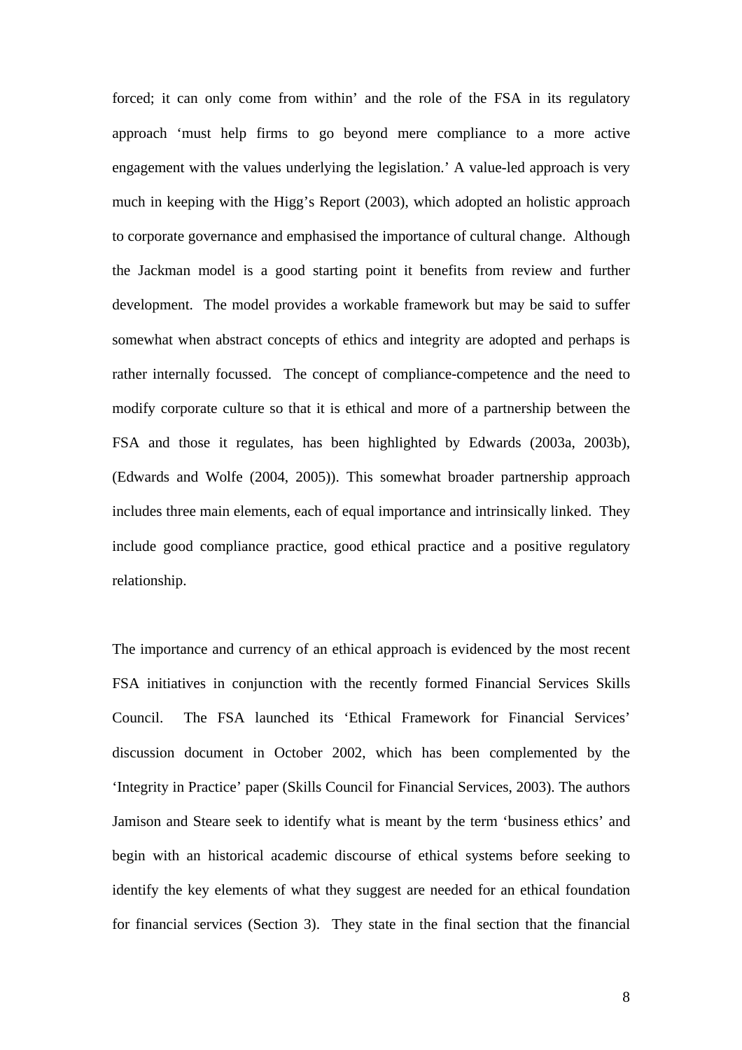forced; it can only come from within' and the role of the FSA in its regulatory approach 'must help firms to go beyond mere compliance to a more active engagement with the values underlying the legislation.' A value-led approach is very much in keeping with the Higg's Report (2003), which adopted an holistic approach to corporate governance and emphasised the importance of cultural change. Although the Jackman model is a good starting point it benefits from review and further development. The model provides a workable framework but may be said to suffer somewhat when abstract concepts of ethics and integrity are adopted and perhaps is rather internally focussed. The concept of compliance-competence and the need to modify corporate culture so that it is ethical and more of a partnership between the FSA and those it regulates, has been highlighted by Edwards (2003a, 2003b), (Edwards and Wolfe (2004, 2005)). This somewhat broader partnership approach includes three main elements, each of equal importance and intrinsically linked. They include good compliance practice, good ethical practice and a positive regulatory relationship.

The importance and currency of an ethical approach is evidenced by the most recent FSA initiatives in conjunction with the recently formed Financial Services Skills Council. The FSA launched its 'Ethical Framework for Financial Services' discussion document in October 2002, which has been complemented by the 'Integrity in Practice' paper (Skills Council for Financial Services, 2003). The authors Jamison and Steare seek to identify what is meant by the term 'business ethics' and begin with an historical academic discourse of ethical systems before seeking to identify the key elements of what they suggest are needed for an ethical foundation for financial services (Section 3). They state in the final section that the financial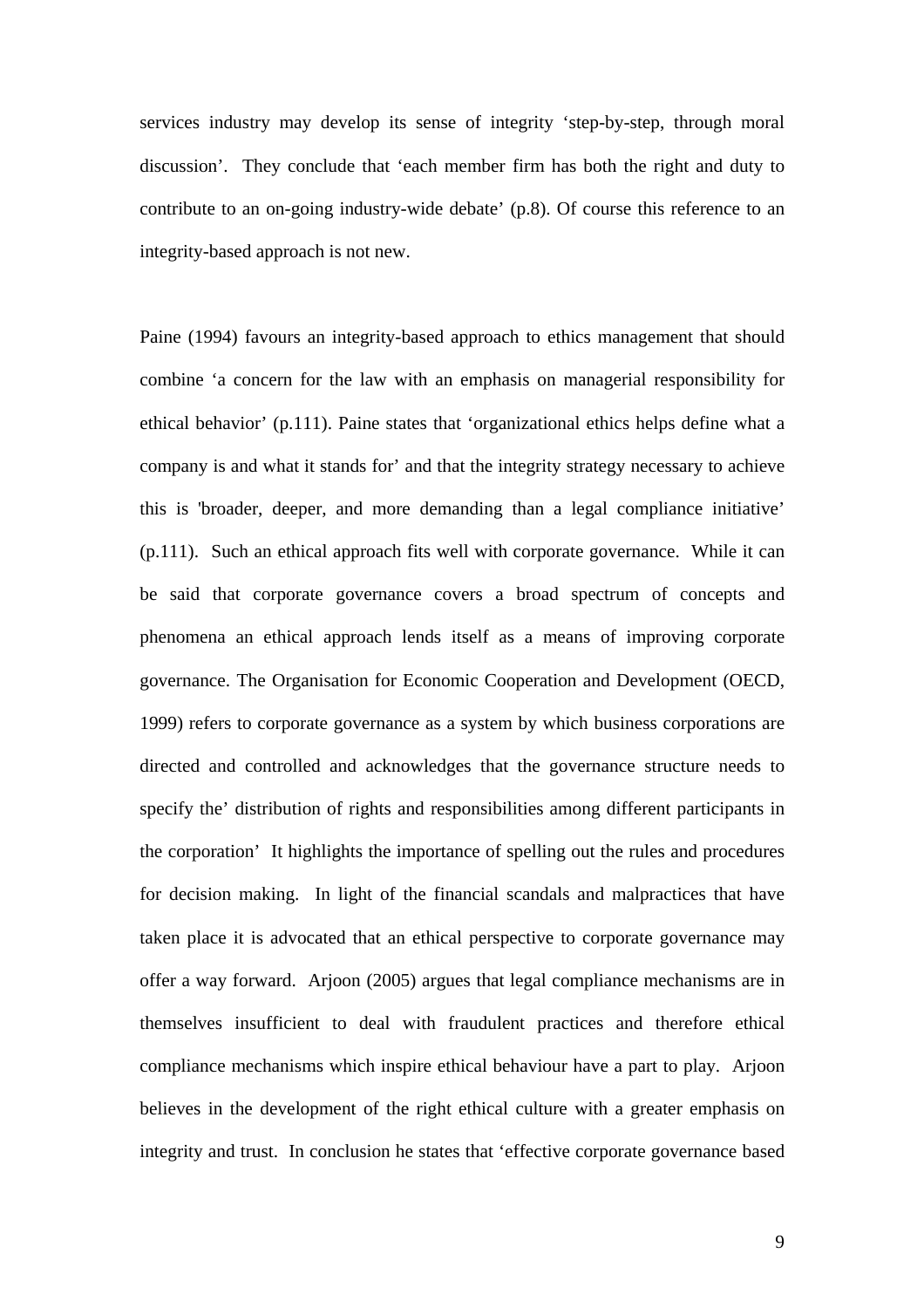services industry may develop its sense of integrity 'step-by-step, through moral discussion'. They conclude that 'each member firm has both the right and duty to contribute to an on-going industry-wide debate' (p.8). Of course this reference to an integrity-based approach is not new.

Paine (1994) favours an integrity-based approach to ethics management that should combine 'a concern for the law with an emphasis on managerial responsibility for ethical behavior' (p.111). Paine states that 'organizational ethics helps define what a company is and what it stands for' and that the integrity strategy necessary to achieve this is 'broader, deeper, and more demanding than a legal compliance initiative' (p.111). Such an ethical approach fits well with corporate governance. While it can be said that corporate governance covers a broad spectrum of concepts and phenomena an ethical approach lends itself as a means of improving corporate governance. The Organisation for Economic Cooperation and Development (OECD, 1999) refers to corporate governance as a system by which business corporations are directed and controlled and acknowledges that the governance structure needs to specify the' distribution of rights and responsibilities among different participants in the corporation' It highlights the importance of spelling out the rules and procedures for decision making. In light of the financial scandals and malpractices that have taken place it is advocated that an ethical perspective to corporate governance may offer a way forward. Arjoon (2005) argues that legal compliance mechanisms are in themselves insufficient to deal with fraudulent practices and therefore ethical compliance mechanisms which inspire ethical behaviour have a part to play. Arjoon believes in the development of the right ethical culture with a greater emphasis on integrity and trust. In conclusion he states that 'effective corporate governance based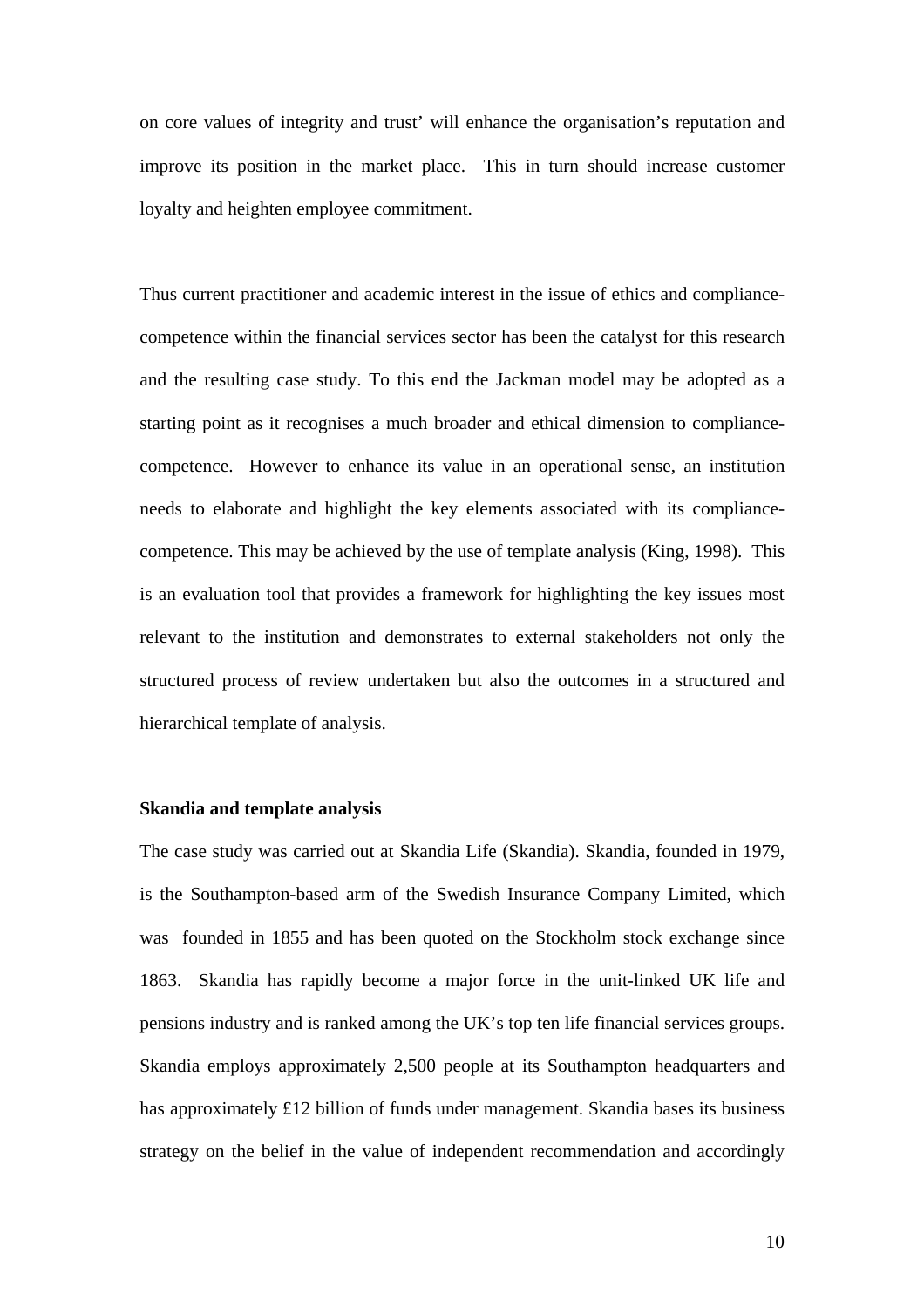on core values of integrity and trust' will enhance the organisation's reputation and improve its position in the market place. This in turn should increase customer loyalty and heighten employee commitment.

Thus current practitioner and academic interest in the issue of ethics and compliance-competence within the financial services sector has been the catalyst for this research and the resulting case study. To this end the Jackman model may be adopted as a starting point as it recognises a much broader and ethical dimension to compliance-competence. However to enhance its value in an operational sense, an institution needs to elaborate and highlight the key elements associated with its compliance-competence. This may be achieved by the use of template analysis (King, 1998). This is an evaluation tool that provides a framework for highlighting the key issues most relevant to the institution and demonstrates to external stakeholders not only the structured process of review undertaken but also the outcomes in a structured and hierarchical template of analysis.

**Skandia and template analysis**

The case study was carried out at Skandia Life (Skandia). Skandia, founded in 1979, is the Southampton-based arm of the Swedish Insurance Company Limited, which was founded in 1855 and has been quoted on the Stockholm stock exchange since 1863. Skandia has rapidly become a major force in the unit-linked UK life and pensions industry and is ranked among the UK's top ten life financial services groups. Skandia employs approximately 2,500 people at its Southampton headquarters and has approximately £12 billion of funds under management. Skandia bases its business strategy on the belief in the value of independent recommendation and accordingly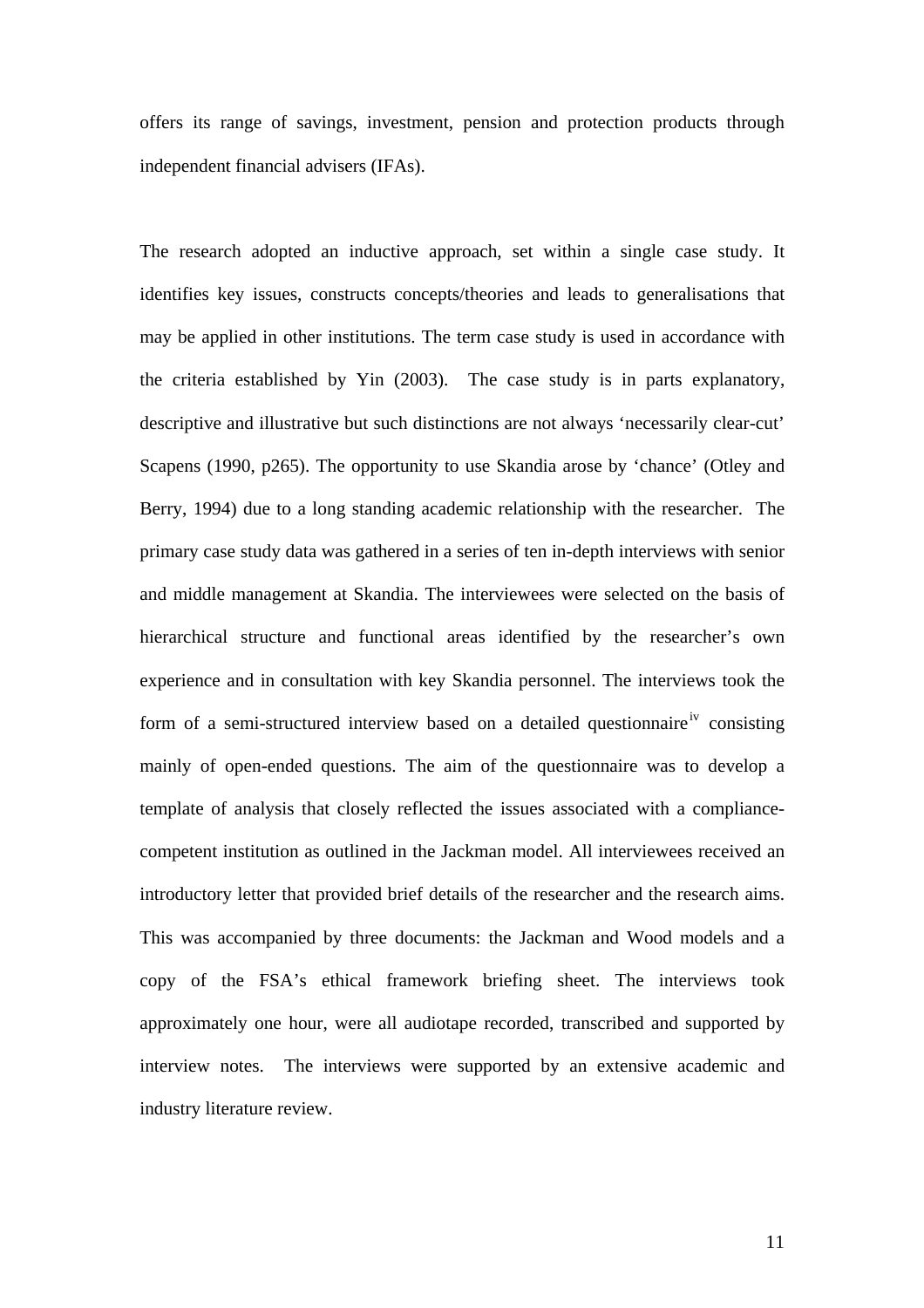offers its range of savings, investment, pension and protection products through independent financial advisers (IFAs).

The research adopted an inductive approach, set within a single case study. It identifies key issues, constructs concepts/theories and leads to generalisations that may be applied in other institutions. The term case study is used in accordance with the criteria established by Yin (2003). The case study is in parts explanatory, descriptive and illustrative but such distinctions are not always 'necessarily clear-cut' Scapens (1990, p265). The opportunity to use Skandia arose by 'chance' (Otley and Berry, 1994) due to a long standing academic relationship with the researcher. The primary case study data was gathered in a series of ten in-depth interviews with senior and middle management at Skandia. The interviewees were selected on the basis of hierarchical structure and functional areas identified by the researcher's own experience and in consultation with key Skandia personnel. The interviews took the form of a semi-structured interview based on a detailed questionnaire[iv] consisting mainly of open-ended questions. The aim of the questionnaire was to develop a template of analysis that closely reflected the issues associated with a compliance-competent institution as outlined in the Jackman model. All interviewees received an introductory letter that provided brief details of the researcher and the research aims. This was accompanied by three documents: the Jackman and Wood models and a copy of the FSA's ethical framework briefing sheet. The interviews took approximately one hour, were all audiotape recorded, transcribed and supported by interview notes. The interviews were supported by an extensive academic and industry literature review.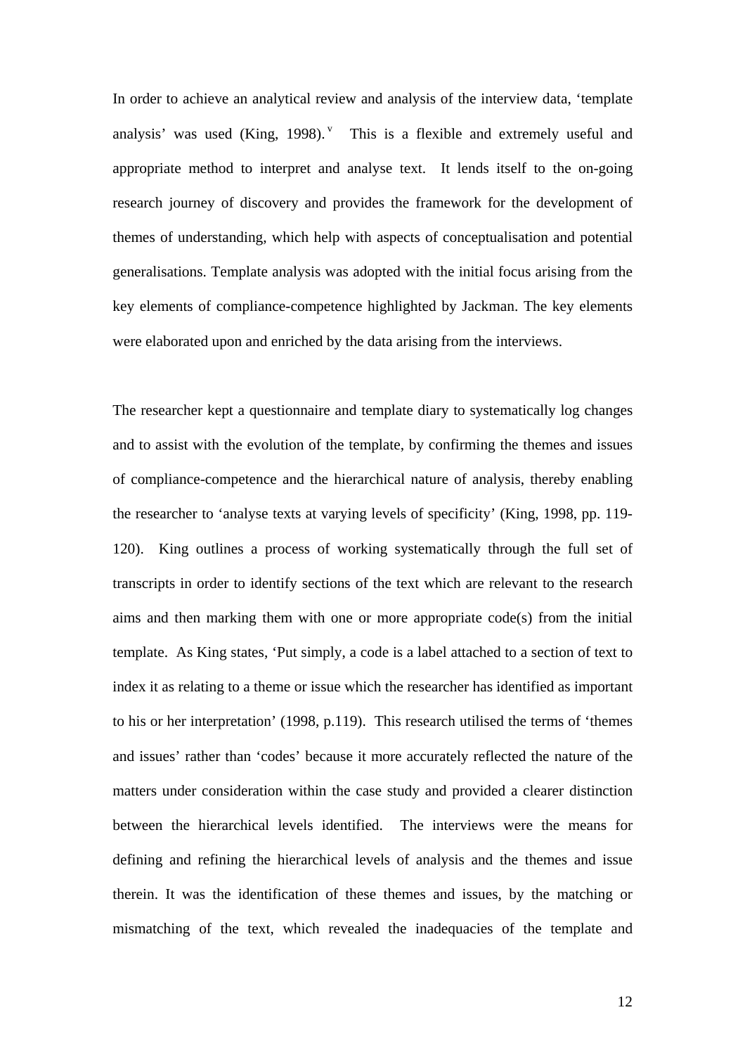In order to achieve an analytical review and analysis of the interview data, 'template analysis' was used (King, 1998).[v] This is a flexible and extremely useful and appropriate method to interpret and analyse text. It lends itself to the on-going research journey of discovery and provides the framework for the development of themes of understanding, which help with aspects of conceptualisation and potential generalisations. Template analysis was adopted with the initial focus arising from the key elements of compliance-competence highlighted by Jackman. The key elements were elaborated upon and enriched by the data arising from the interviews.

The researcher kept a questionnaire and template diary to systematically log changes and to assist with the evolution of the template, by confirming the themes and issues of compliance-competence and the hierarchical nature of analysis, thereby enabling the researcher to 'analyse texts at varying levels of specificity' (King, 1998, pp. 119-120). King outlines a process of working systematically through the full set of transcripts in order to identify sections of the text which are relevant to the research aims and then marking them with one or more appropriate code(s) from the initial template. As King states, 'Put simply, a code is a label attached to a section of text to index it as relating to a theme or issue which the researcher has identified as important to his or her interpretation' (1998, p.119). This research utilised the terms of 'themes and issues' rather than 'codes' because it more accurately reflected the nature of the matters under consideration within the case study and provided a clearer distinction between the hierarchical levels identified. The interviews were the means for defining and refining the hierarchical levels of analysis and the themes and issue therein. It was the identification of these themes and issues, by the matching or mismatching of the text, which revealed the inadequacies of the template and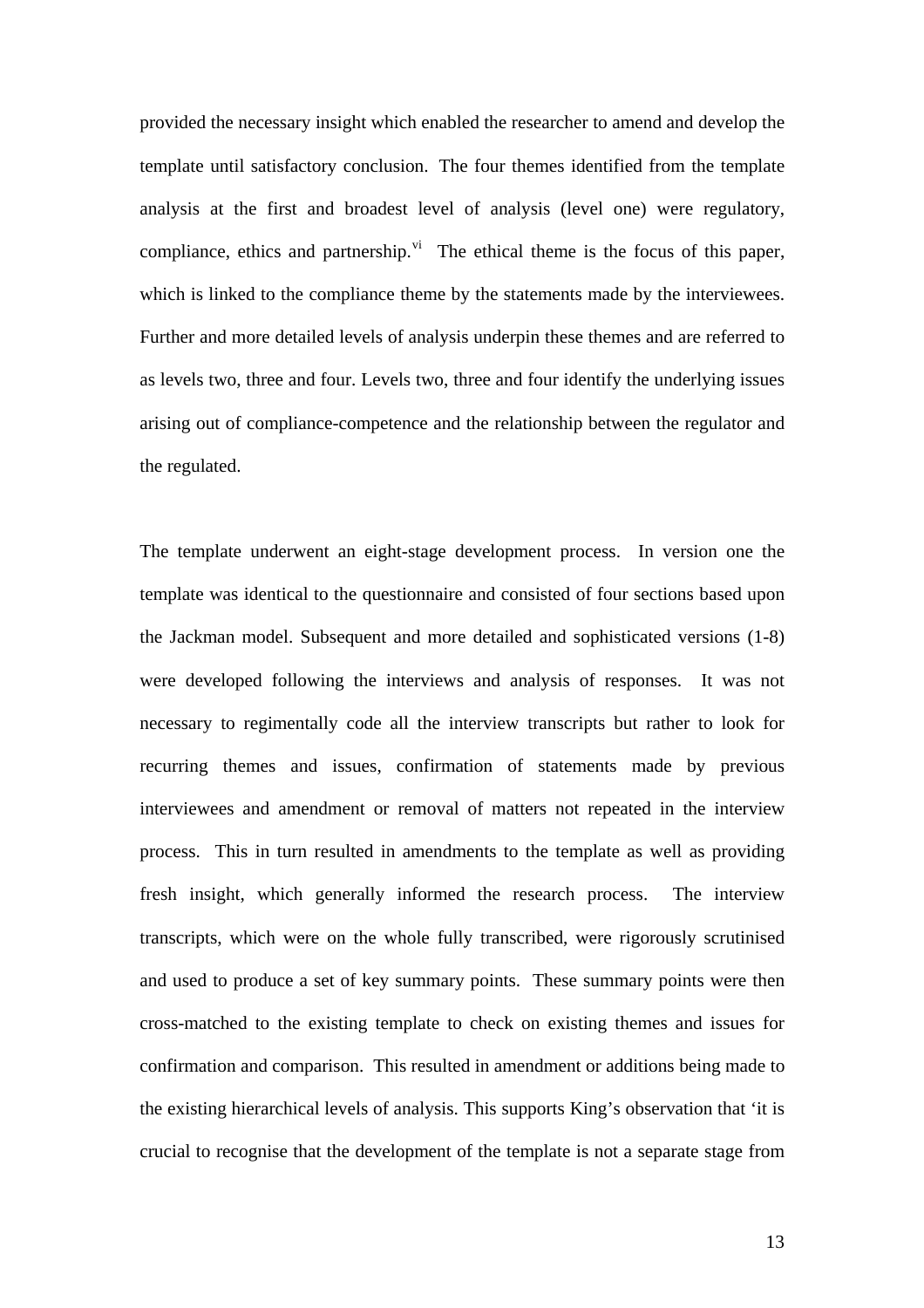provided the necessary insight which enabled the researcher to amend and develop the template until satisfactory conclusion. The four themes identified from the template analysis at the first and broadest level of analysis (level one) were regulatory, compliance, ethics and partnership.[vi] The ethical theme is the focus of this paper, which is linked to the compliance theme by the statements made by the interviewees. Further and more detailed levels of analysis underpin these themes and are referred to as levels two, three and four. Levels two, three and four identify the underlying issues arising out of compliance-competence and the relationship between the regulator and the regulated.

The template underwent an eight-stage development process. In version one the template was identical to the questionnaire and consisted of four sections based upon the Jackman model. Subsequent and more detailed and sophisticated versions (1-8) were developed following the interviews and analysis of responses. It was not necessary to regimentally code all the interview transcripts but rather to look for recurring themes and issues, confirmation of statements made by previous interviewees and amendment or removal of matters not repeated in the interview process. This in turn resulted in amendments to the template as well as providing fresh insight, which generally informed the research process. The interview transcripts, which were on the whole fully transcribed, were rigorously scrutinised and used to produce a set of key summary points. These summary points were then cross-matched to the existing template to check on existing themes and issues for confirmation and comparison. This resulted in amendment or additions being made to the existing hierarchical levels of analysis. This supports King's observation that 'it is crucial to recognise that the development of the template is not a separate stage from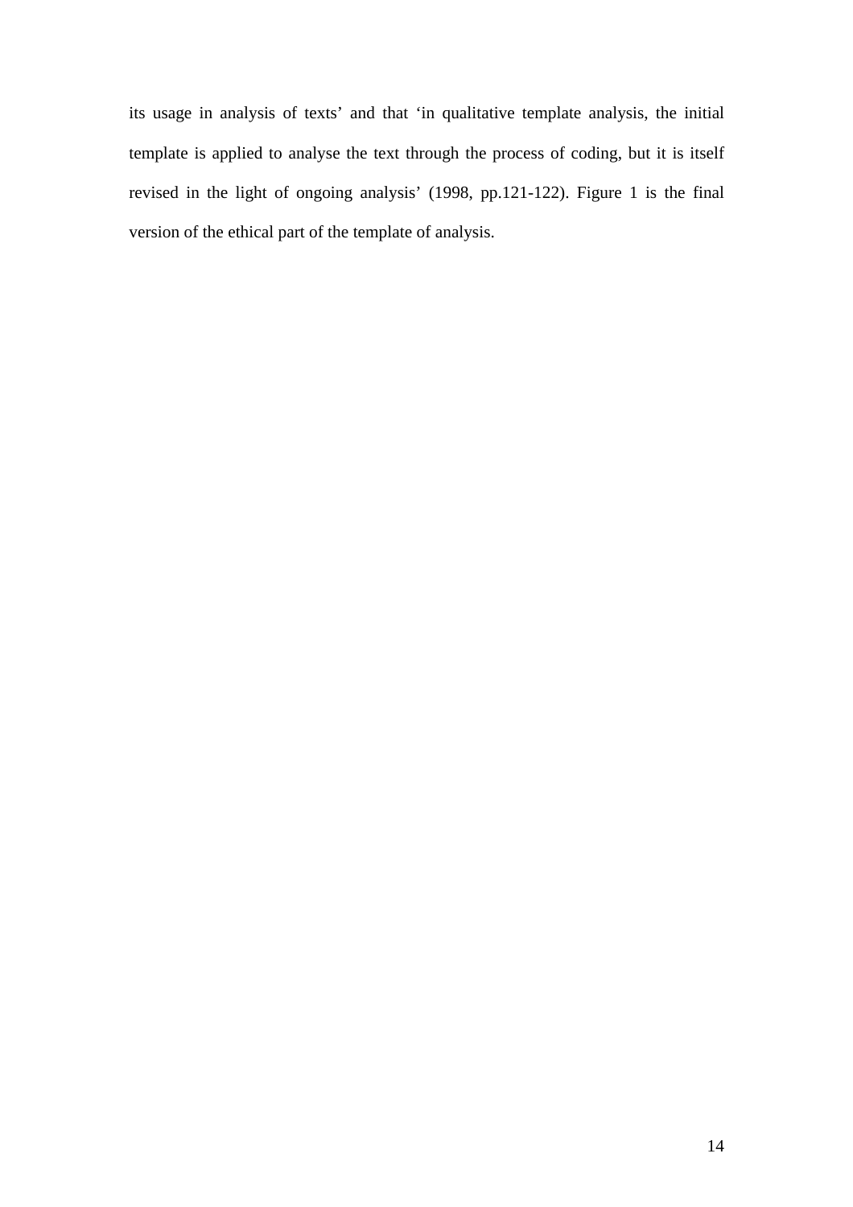its usage in analysis of texts' and that 'in qualitative template analysis, the initial template is applied to analyse the text through the process of coding, but it is itself revised in the light of ongoing analysis' (1998, pp.121-122). Figure 1 is the final version of the ethical part of the template of analysis.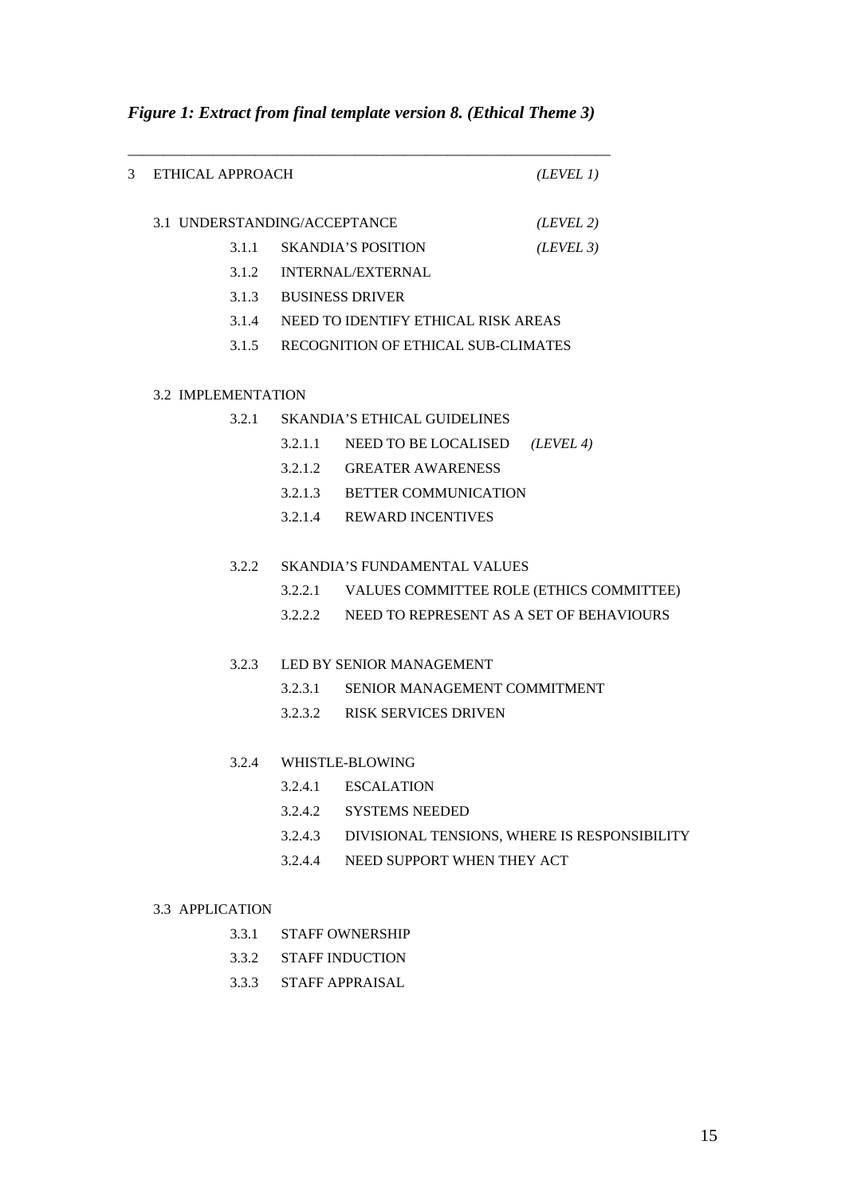*Figure 1: Extract from final template version 8. (Ethical Theme 3)*

---

3 ETHICAL APPROACH *(LEVEL 1)*

- 3.1 UNDERSTANDING/ACCEPTANCE *(LEVEL 2)*
  - 3.1.1 SKANDIA'S POSITION *(LEVEL 3)*
  - 3.1.2 INTERNAL/EXTERNAL
  - 3.1.3 BUSINESS DRIVER
  - 3.1.4 NEED TO IDENTIFY ETHICAL RISK AREAS
  - 3.1.5 RECOGNITION OF ETHICAL SUB-CLIMATES

- 3.2 IMPLEMENTATION
  - 3.2.1 SKANDIA'S ETHICAL GUIDELINES
    - 3.2.1.1 NEED TO BE LOCALISED *(LEVEL 4)*
    - 3.2.1.2 GREATER AWARENESS
    - 3.2.1.3 BETTER COMMUNICATION
    - 3.2.1.4 REWARD INCENTIVES
  - 3.2.2 SKANDIA'S FUNDAMENTAL VALUES
    - 3.2.2.1 VALUES COMMITTEE ROLE (ETHICS COMMITTEE)
    - 3.2.2.2 NEED TO REPRESENT AS A SET OF BEHAVIOURS
  - 3.2.3 LED BY SENIOR MANAGEMENT
    - 3.2.3.1 SENIOR MANAGEMENT COMMITMENT
    - 3.2.3.2 RISK SERVICES DRIVEN
  - 3.2.4 WHISTLE-BLOWING
    - 3.2.4.1 ESCALATION
    - 3.2.4.2 SYSTEMS NEEDED
    - 3.2.4.3 DIVISIONAL TENSIONS, WHERE IS RESPONSIBILITY
    - 3.2.4.4 NEED SUPPORT WHEN THEY ACT

- 3.3 APPLICATION
  - 3.3.1 STAFF OWNERSHIP
  - 3.3.2 STAFF INDUCTION
  - 3.3.3 STAFF APPRAISAL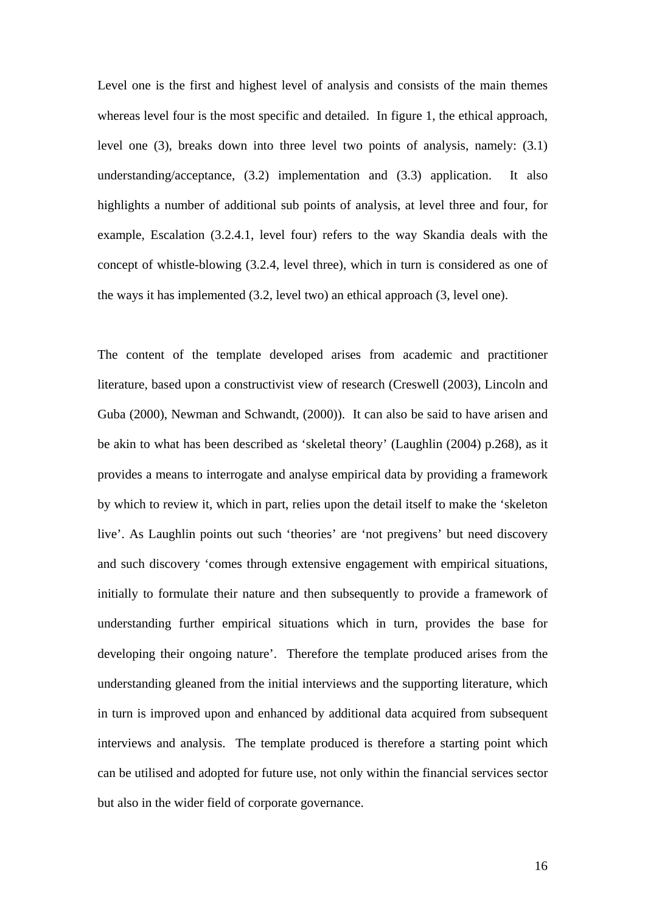Level one is the first and highest level of analysis and consists of the main themes whereas level four is the most specific and detailed. In figure 1, the ethical approach, level one (3), breaks down into three level two points of analysis, namely: (3.1) understanding/acceptance, (3.2) implementation and (3.3) application. It also highlights a number of additional sub points of analysis, at level three and four, for example, Escalation (3.2.4.1, level four) refers to the way Skandia deals with the concept of whistle-blowing (3.2.4, level three), which in turn is considered as one of the ways it has implemented (3.2, level two) an ethical approach (3, level one).

The content of the template developed arises from academic and practitioner literature, based upon a constructivist view of research (Creswell (2003), Lincoln and Guba (2000), Newman and Schwandt, (2000)). It can also be said to have arisen and be akin to what has been described as 'skeletal theory' (Laughlin (2004) p.268), as it provides a means to interrogate and analyse empirical data by providing a framework by which to review it, which in part, relies upon the detail itself to make the 'skeleton live'. As Laughlin points out such 'theories' are 'not pregivens' but need discovery and such discovery 'comes through extensive engagement with empirical situations, initially to formulate their nature and then subsequently to provide a framework of understanding further empirical situations which in turn, provides the base for developing their ongoing nature'. Therefore the template produced arises from the understanding gleaned from the initial interviews and the supporting literature, which in turn is improved upon and enhanced by additional data acquired from subsequent interviews and analysis. The template produced is therefore a starting point which can be utilised and adopted for future use, not only within the financial services sector but also in the wider field of corporate governance.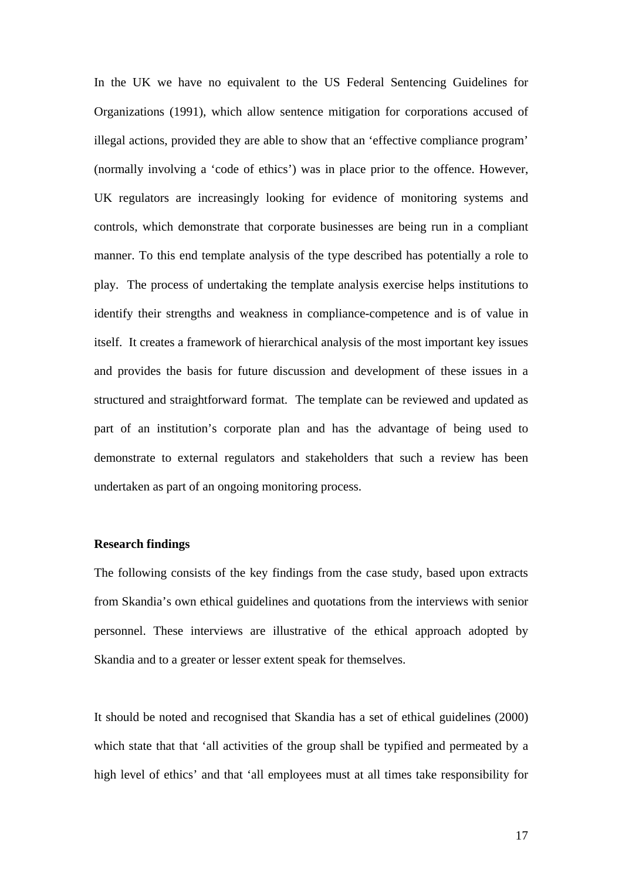In the UK we have no equivalent to the US Federal Sentencing Guidelines for Organizations (1991), which allow sentence mitigation for corporations accused of illegal actions, provided they are able to show that an 'effective compliance program' (normally involving a 'code of ethics') was in place prior to the offence. However, UK regulators are increasingly looking for evidence of monitoring systems and controls, which demonstrate that corporate businesses are being run in a compliant manner. To this end template analysis of the type described has potentially a role to play. The process of undertaking the template analysis exercise helps institutions to identify their strengths and weakness in compliance-competence and is of value in itself. It creates a framework of hierarchical analysis of the most important key issues and provides the basis for future discussion and development of these issues in a structured and straightforward format. The template can be reviewed and updated as part of an institution's corporate plan and has the advantage of being used to demonstrate to external regulators and stakeholders that such a review has been undertaken as part of an ongoing monitoring process.

**Research findings**

The following consists of the key findings from the case study, based upon extracts from Skandia's own ethical guidelines and quotations from the interviews with senior personnel. These interviews are illustrative of the ethical approach adopted by Skandia and to a greater or lesser extent speak for themselves.

It should be noted and recognised that Skandia has a set of ethical guidelines (2000) which state that that 'all activities of the group shall be typified and permeated by a high level of ethics' and that 'all employees must at all times take responsibility for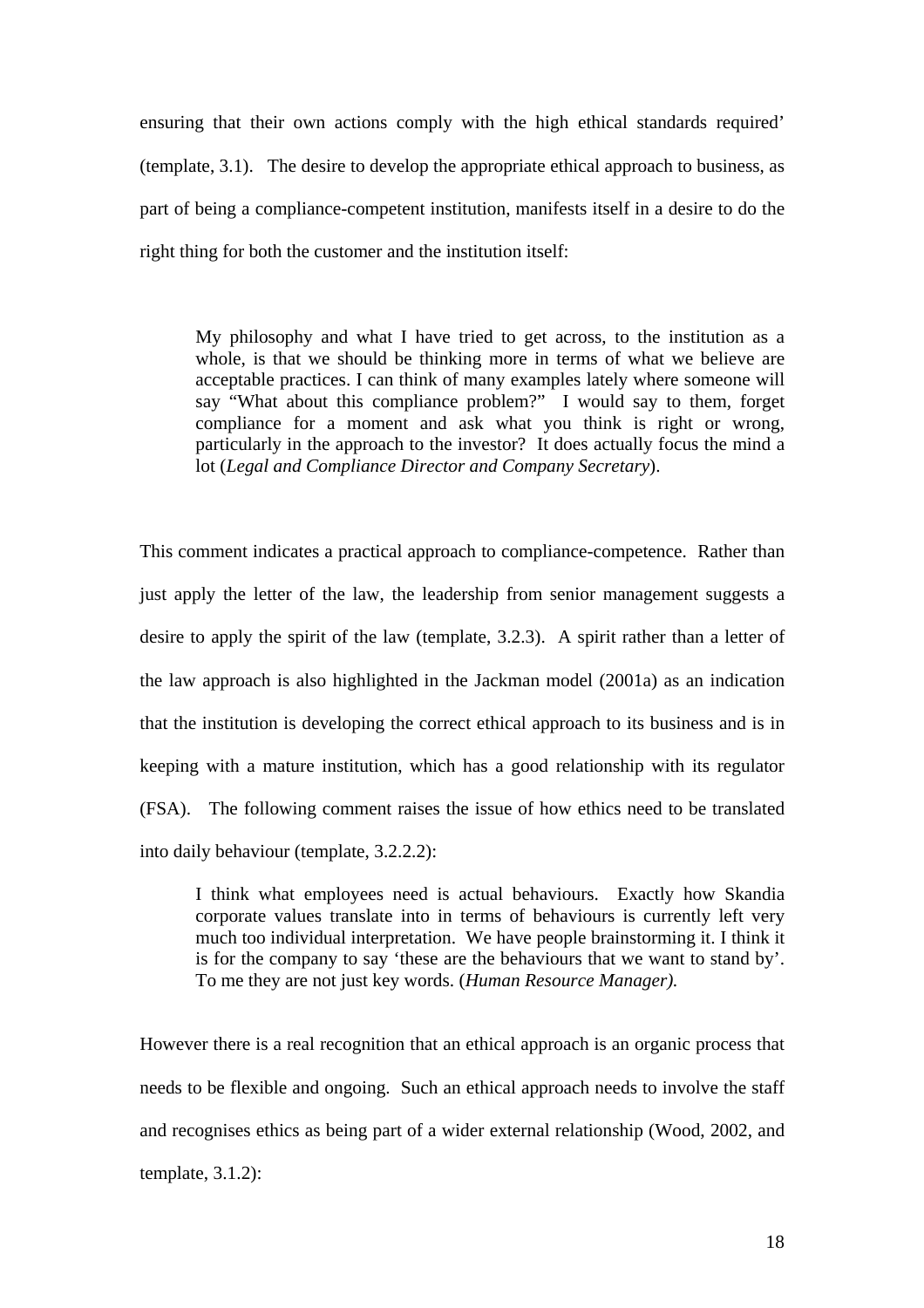ensuring that their own actions comply with the high ethical standards required' (template, 3.1). The desire to develop the appropriate ethical approach to business, as part of being a compliance-competent institution, manifests itself in a desire to do the right thing for both the customer and the institution itself:

> My philosophy and what I have tried to get across, to the institution as a whole, is that we should be thinking more in terms of what we believe are acceptable practices. I can think of many examples lately where someone will say "What about this compliance problem?" I would say to them, forget compliance for a moment and ask what you think is right or wrong, particularly in the approach to the investor? It does actually focus the mind a lot (*Legal and Compliance Director and Company Secretary*).

This comment indicates a practical approach to compliance-competence. Rather than just apply the letter of the law, the leadership from senior management suggests a desire to apply the spirit of the law (template, 3.2.3). A spirit rather than a letter of the law approach is also highlighted in the Jackman model (2001a) as an indication that the institution is developing the correct ethical approach to its business and is in keeping with a mature institution, which has a good relationship with its regulator (FSA). The following comment raises the issue of how ethics need to be translated into daily behaviour (template, 3.2.2.2):

> I think what employees need is actual behaviours. Exactly how Skandia corporate values translate into in terms of behaviours is currently left very much too individual interpretation. We have people brainstorming it. I think it is for the company to say 'these are the behaviours that we want to stand by'. To me they are not just key words. (*Human Resource Manager).*

However there is a real recognition that an ethical approach is an organic process that needs to be flexible and ongoing. Such an ethical approach needs to involve the staff and recognises ethics as being part of a wider external relationship (Wood, 2002, and template, 3.1.2):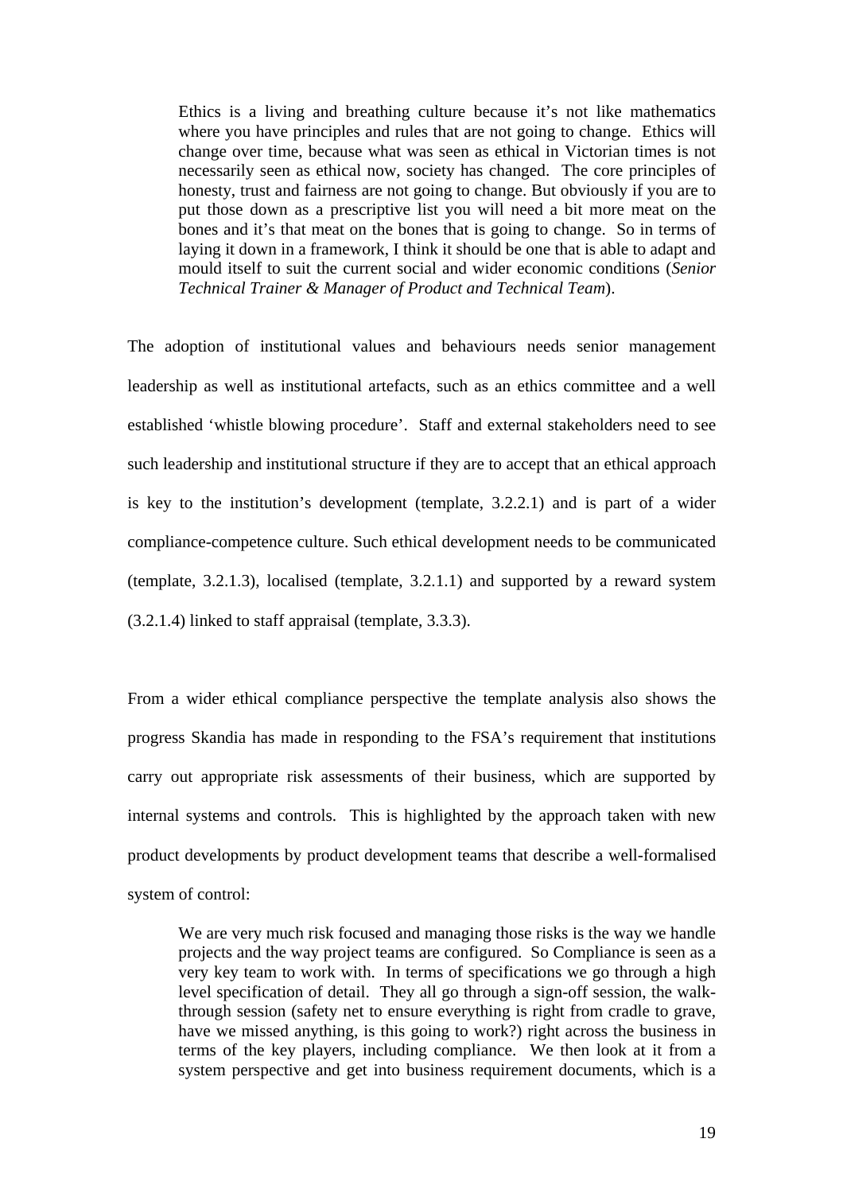> Ethics is a living and breathing culture because it's not like mathematics where you have principles and rules that are not going to change. Ethics will change over time, because what was seen as ethical in Victorian times is not necessarily seen as ethical now, society has changed. The core principles of honesty, trust and fairness are not going to change. But obviously if you are to put those down as a prescriptive list you will need a bit more meat on the bones and it's that meat on the bones that is going to change. So in terms of laying it down in a framework, I think it should be one that is able to adapt and mould itself to suit the current social and wider economic conditions (*Senior Technical Trainer & Manager of Product and Technical Team*).

The adoption of institutional values and behaviours needs senior management leadership as well as institutional artefacts, such as an ethics committee and a well established 'whistle blowing procedure'. Staff and external stakeholders need to see such leadership and institutional structure if they are to accept that an ethical approach is key to the institution's development (template, 3.2.2.1) and is part of a wider compliance-competence culture. Such ethical development needs to be communicated (template, 3.2.1.3), localised (template, 3.2.1.1) and supported by a reward system (3.2.1.4) linked to staff appraisal (template, 3.3.3).

From a wider ethical compliance perspective the template analysis also shows the progress Skandia has made in responding to the FSA's requirement that institutions carry out appropriate risk assessments of their business, which are supported by internal systems and controls. This is highlighted by the approach taken with new product developments by product development teams that describe a well-formalised system of control:

> We are very much risk focused and managing those risks is the way we handle projects and the way project teams are configured. So Compliance is seen as a very key team to work with. In terms of specifications we go through a high level specification of detail. They all go through a sign-off session, the walk-through session (safety net to ensure everything is right from cradle to grave, have we missed anything, is this going to work?) right across the business in terms of the key players, including compliance. We then look at it from a system perspective and get into business requirement documents, which is a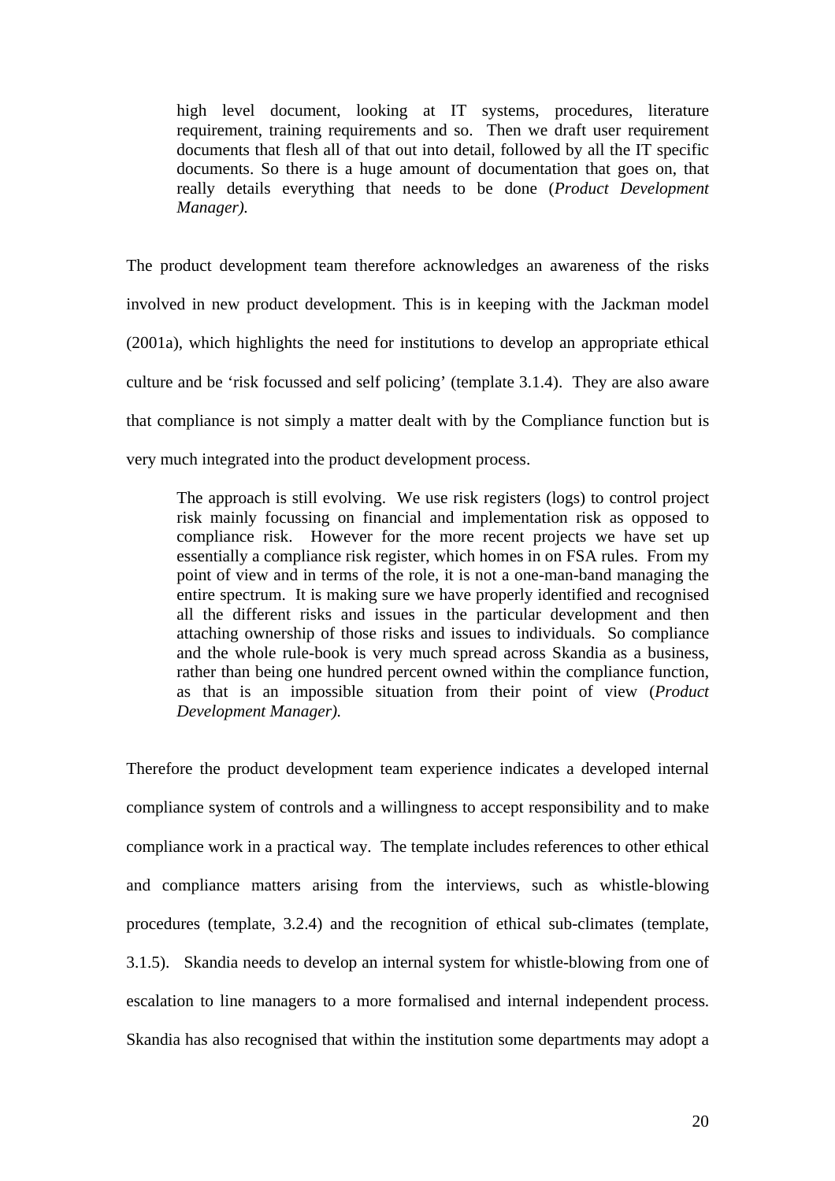> high level document, looking at IT systems, procedures, literature requirement, training requirements and so. Then we draft user requirement documents that flesh all of that out into detail, followed by all the IT specific documents. So there is a huge amount of documentation that goes on, that really details everything that needs to be done (*Product Development Manager).*

The product development team therefore acknowledges an awareness of the risks involved in new product development. This is in keeping with the Jackman model (2001a), which highlights the need for institutions to develop an appropriate ethical culture and be 'risk focussed and self policing' (template 3.1.4). They are also aware that compliance is not simply a matter dealt with by the Compliance function but is very much integrated into the product development process.

> The approach is still evolving. We use risk registers (logs) to control project risk mainly focussing on financial and implementation risk as opposed to compliance risk. However for the more recent projects we have set up essentially a compliance risk register, which homes in on FSA rules. From my point of view and in terms of the role, it is not a one-man-band managing the entire spectrum. It is making sure we have properly identified and recognised all the different risks and issues in the particular development and then attaching ownership of those risks and issues to individuals. So compliance and the whole rule-book is very much spread across Skandia as a business, rather than being one hundred percent owned within the compliance function, as that is an impossible situation from their point of view (*Product Development Manager).*

Therefore the product development team experience indicates a developed internal compliance system of controls and a willingness to accept responsibility and to make compliance work in a practical way. The template includes references to other ethical and compliance matters arising from the interviews, such as whistle-blowing procedures (template, 3.2.4) and the recognition of ethical sub-climates (template, 3.1.5). Skandia needs to develop an internal system for whistle-blowing from one of escalation to line managers to a more formalised and internal independent process. Skandia has also recognised that within the institution some departments may adopt a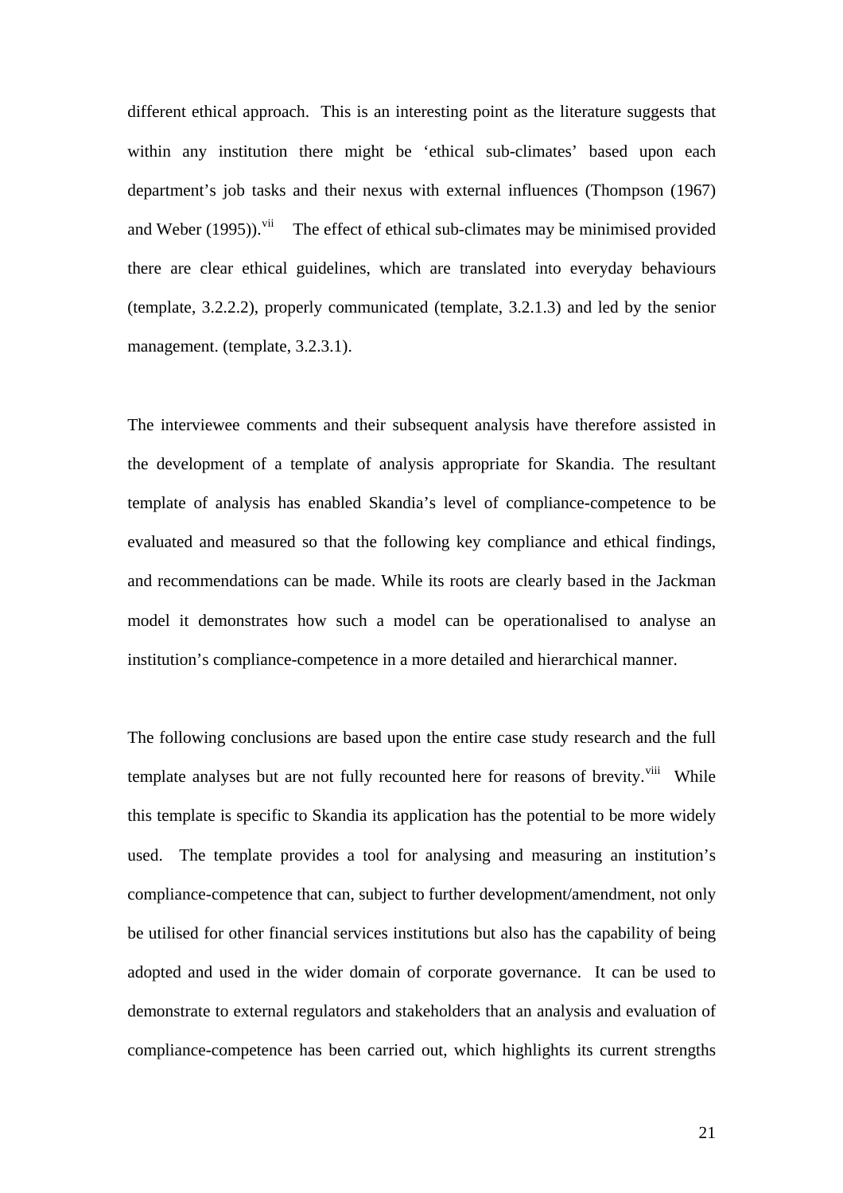different ethical approach. This is an interesting point as the literature suggests that within any institution there might be 'ethical sub-climates' based upon each department's job tasks and their nexus with external influences (Thompson (1967) and Weber (1995)).[vii] The effect of ethical sub-climates may be minimised provided there are clear ethical guidelines, which are translated into everyday behaviours (template, 3.2.2.2), properly communicated (template, 3.2.1.3) and led by the senior management. (template, 3.2.3.1).

The interviewee comments and their subsequent analysis have therefore assisted in the development of a template of analysis appropriate for Skandia. The resultant template of analysis has enabled Skandia's level of compliance-competence to be evaluated and measured so that the following key compliance and ethical findings, and recommendations can be made. While its roots are clearly based in the Jackman model it demonstrates how such a model can be operationalised to analyse an institution's compliance-competence in a more detailed and hierarchical manner.

The following conclusions are based upon the entire case study research and the full template analyses but are not fully recounted here for reasons of brevity.[viii] While this template is specific to Skandia its application has the potential to be more widely used. The template provides a tool for analysing and measuring an institution's compliance-competence that can, subject to further development/amendment, not only be utilised for other financial services institutions but also has the capability of being adopted and used in the wider domain of corporate governance. It can be used to demonstrate to external regulators and stakeholders that an analysis and evaluation of compliance-competence has been carried out, which highlights its current strengths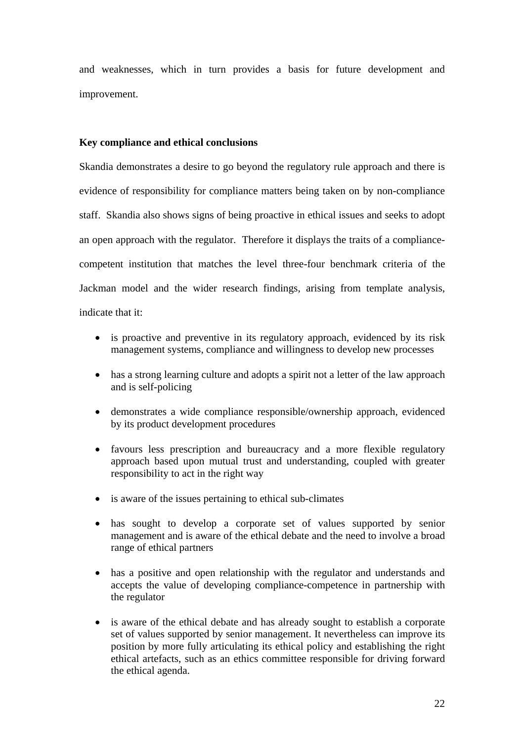and weaknesses, which in turn provides a basis for future development and improvement.

**Key compliance and ethical conclusions**

Skandia demonstrates a desire to go beyond the regulatory rule approach and there is evidence of responsibility for compliance matters being taken on by non-compliance staff. Skandia also shows signs of being proactive in ethical issues and seeks to adopt an open approach with the regulator. Therefore it displays the traits of a compliance-competent institution that matches the level three-four benchmark criteria of the Jackman model and the wider research findings, arising from template analysis, indicate that it:

- is proactive and preventive in its regulatory approach, evidenced by its risk management systems, compliance and willingness to develop new processes
- has a strong learning culture and adopts a spirit not a letter of the law approach and is self-policing
- demonstrates a wide compliance responsible/ownership approach, evidenced by its product development procedures
- favours less prescription and bureaucracy and a more flexible regulatory approach based upon mutual trust and understanding, coupled with greater responsibility to act in the right way
- is aware of the issues pertaining to ethical sub-climates
- has sought to develop a corporate set of values supported by senior management and is aware of the ethical debate and the need to involve a broad range of ethical partners
- has a positive and open relationship with the regulator and understands and accepts the value of developing compliance-competence in partnership with the regulator
- is aware of the ethical debate and has already sought to establish a corporate set of values supported by senior management. It nevertheless can improve its position by more fully articulating its ethical policy and establishing the right ethical artefacts, such as an ethics committee responsible for driving forward the ethical agenda.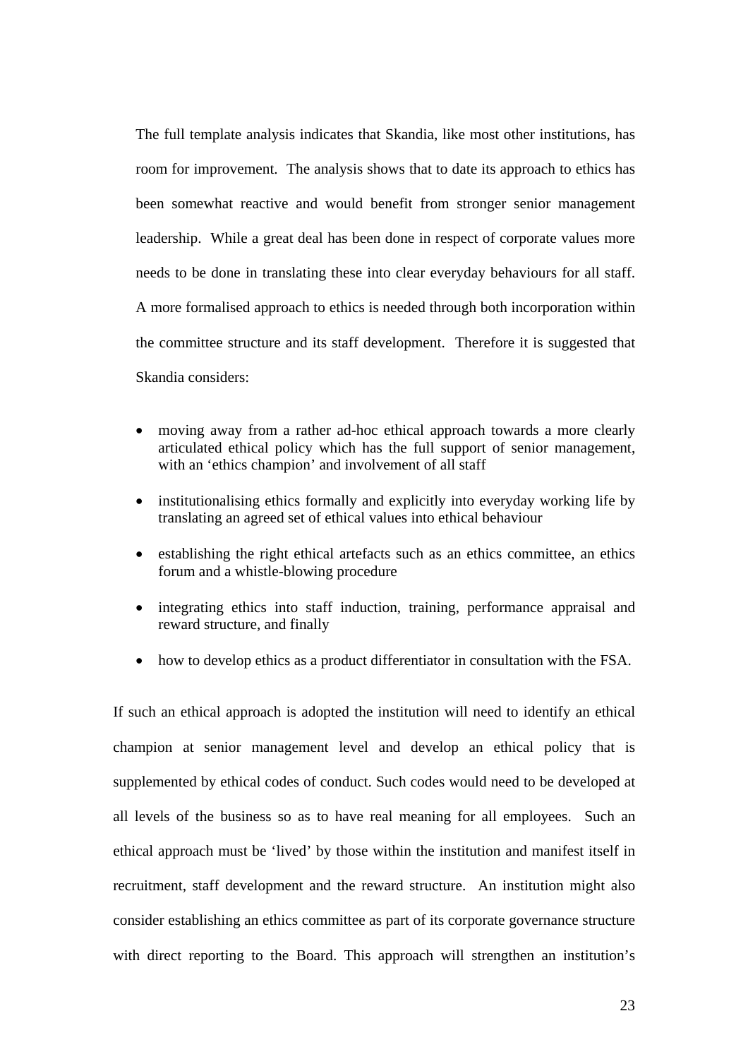The full template analysis indicates that Skandia, like most other institutions, has room for improvement. The analysis shows that to date its approach to ethics has been somewhat reactive and would benefit from stronger senior management leadership. While a great deal has been done in respect of corporate values more needs to be done in translating these into clear everyday behaviours for all staff. A more formalised approach to ethics is needed through both incorporation within the committee structure and its staff development. Therefore it is suggested that Skandia considers:

- moving away from a rather ad-hoc ethical approach towards a more clearly articulated ethical policy which has the full support of senior management, with an 'ethics champion' and involvement of all staff
- institutionalising ethics formally and explicitly into everyday working life by translating an agreed set of ethical values into ethical behaviour
- establishing the right ethical artefacts such as an ethics committee, an ethics forum and a whistle-blowing procedure
- integrating ethics into staff induction, training, performance appraisal and reward structure, and finally
- how to develop ethics as a product differentiator in consultation with the FSA.

If such an ethical approach is adopted the institution will need to identify an ethical champion at senior management level and develop an ethical policy that is supplemented by ethical codes of conduct. Such codes would need to be developed at all levels of the business so as to have real meaning for all employees. Such an ethical approach must be 'lived' by those within the institution and manifest itself in recruitment, staff development and the reward structure. An institution might also consider establishing an ethics committee as part of its corporate governance structure with direct reporting to the Board. This approach will strengthen an institution's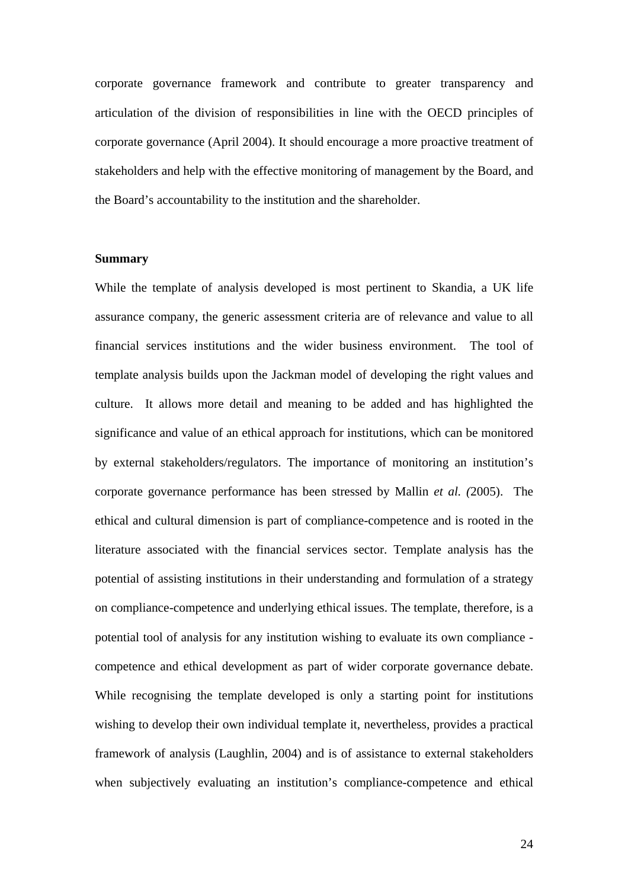corporate governance framework and contribute to greater transparency and articulation of the division of responsibilities in line with the OECD principles of corporate governance (April 2004). It should encourage a more proactive treatment of stakeholders and help with the effective monitoring of management by the Board, and the Board's accountability to the institution and the shareholder.

**Summary**

While the template of analysis developed is most pertinent to Skandia, a UK life assurance company, the generic assessment criteria are of relevance and value to all financial services institutions and the wider business environment. The tool of template analysis builds upon the Jackman model of developing the right values and culture. It allows more detail and meaning to be added and has highlighted the significance and value of an ethical approach for institutions, which can be monitored by external stakeholders/regulators. The importance of monitoring an institution's corporate governance performance has been stressed by Mallin *et al. (*2005). The ethical and cultural dimension is part of compliance-competence and is rooted in the literature associated with the financial services sector. Template analysis has the potential of assisting institutions in their understanding and formulation of a strategy on compliance-competence and underlying ethical issues. The template, therefore, is a potential tool of analysis for any institution wishing to evaluate its own compliance - competence and ethical development as part of wider corporate governance debate. While recognising the template developed is only a starting point for institutions wishing to develop their own individual template it, nevertheless, provides a practical framework of analysis (Laughlin, 2004) and is of assistance to external stakeholders when subjectively evaluating an institution's compliance-competence and ethical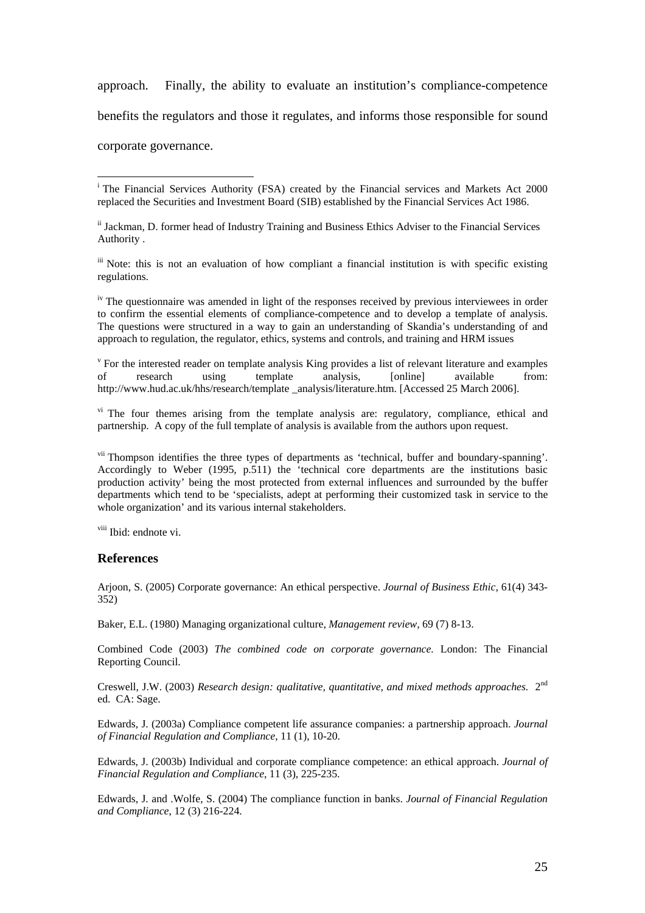approach. Finally, the ability to evaluate an institution's compliance-competence benefits the regulators and those it regulates, and informs those responsible for sound corporate governance.

---

[i] The Financial Services Authority (FSA) created by the Financial services and Markets Act 2000 replaced the Securities and Investment Board (SIB) established by the Financial Services Act 1986.

[ii] Jackman, D. former head of Industry Training and Business Ethics Adviser to the Financial Services Authority .

[iii] Note: this is not an evaluation of how compliant a financial institution is with specific existing regulations.

[iv] The questionnaire was amended in light of the responses received by previous interviewees in order to confirm the essential elements of compliance-competence and to develop a template of analysis. The questions were structured in a way to gain an understanding of Skandia's understanding of and approach to regulation, the regulator, ethics, systems and controls, and training and HRM issues

[v] For the interested reader on template analysis King provides a list of relevant literature and examples of research using template analysis, [online] available from: http://www.hud.ac.uk/hhs/research/template _analysis/literature.htm. [Accessed 25 March 2006].

[vi] The four themes arising from the template analysis are: regulatory, compliance, ethical and partnership. A copy of the full template of analysis is available from the authors upon request.

[vii] Thompson identifies the three types of departments as 'technical, buffer and boundary-spanning'. Accordingly to Weber (1995, p.511) the 'technical core departments are the institutions basic production activity' being the most protected from external influences and surrounded by the buffer departments which tend to be 'specialists, adept at performing their customized task in service to the whole organization' and its various internal stakeholders.

[viii] Ibid: endnote vi.

## References

Arjoon, S. (2005) Corporate governance: An ethical perspective. *Journal of Business Ethic*, 61(4) 343-352)

Baker, E.L. (1980) Managing organizational culture, *Management review,* 69 (7) 8-13.

Combined Code (2003) *The combined code on corporate governance.* London: The Financial Reporting Council.

Creswell, J.W. (2003) *Research design: qualitative, quantitative, and mixed methods approaches.* 2nd ed. CA: Sage.

Edwards, J. (2003a) Compliance competent life assurance companies: a partnership approach. *Journal of Financial Regulation and Compliance*, 11 (1), 10-20.

Edwards, J. (2003b) Individual and corporate compliance competence: an ethical approach. *Journal of Financial Regulation and Compliance*, 11 (3), 225-235.

Edwards, J. and .Wolfe, S. (2004) The compliance function in banks. *Journal of Financial Regulation and Compliance,* 12 (3) 216-224.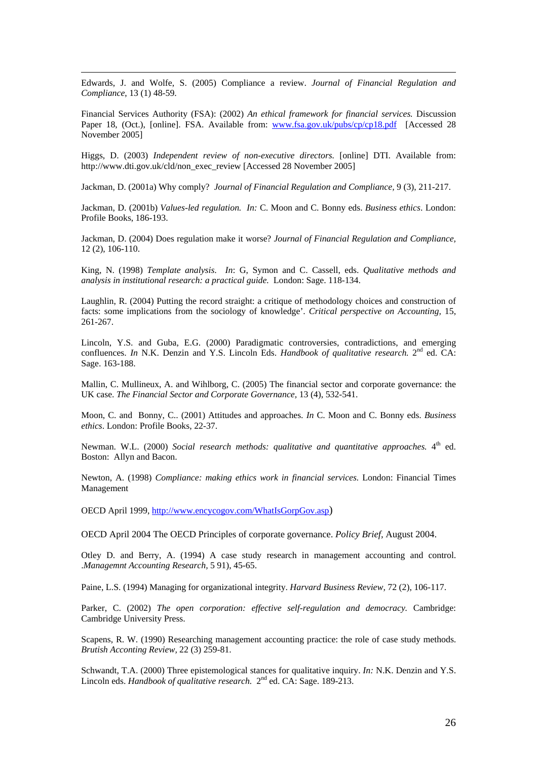Edwards, J. and Wolfe, S. (2005) Compliance a review. *Journal of Financial Regulation and Compliance*, 13 (1) 48-59.

Financial Services Authority (FSA): (2002) *An ethical framework for financial services.* Discussion Paper 18, (Oct.), [online]. FSA. Available from: www.fsa.gov.uk/pubs/cp/cp18.pdf [Accessed 28 November 2005]

Higgs, D. (2003) *Independent review of non-executive directors.* [online] DTI. Available from: http://www.dti.gov.uk/cld/non_exec_review [Accessed 28 November 2005]

Jackman, D. (2001a) Why comply? *Journal of Financial Regulation and Compliance,* 9 (3), 211-217.

Jackman, D. (2001b) *Values-led regulation. In:* C. Moon and C. Bonny eds. *Business ethics*. London: Profile Books, 186-193.

Jackman, D. (2004) Does regulation make it worse? *Journal of Financial Regulation and Compliance,* 12 (2), 106-110.

King, N. (1998) *Template analysis. In*: G, Symon and C. Cassell, eds. *Qualitative methods and analysis in institutional research: a practical guide.* London: Sage. 118-134.

Laughlin, R. (2004) Putting the record straight: a critique of methodology choices and construction of facts: some implications from the sociology of knowledge'. *Critical perspective on Accounting,* 15, 261-267.

Lincoln, Y.S. and Guba, E.G. (2000) Paradigmatic controversies, contradictions, and emerging confluences. *In* N.K. Denzin and Y.S. Lincoln Eds. *Handbook of qualitative research.* 2nd ed. CA: Sage. 163-188.

Mallin, C. Mullineux, A. and Wihlborg, C. (2005) The financial sector and corporate governance: the UK case. *The Financial Sector and Corporate Governance,* 13 (4), 532-541.

Moon, C. and Bonny, C.. (2001) Attitudes and approaches. *In* C. Moon and C. Bonny eds. *Business ethics*. London: Profile Books, 22-37.

Newman. W.L. (2000) *Social research methods: qualitative and quantitative approaches.* 4th ed. Boston: Allyn and Bacon.

Newton, A. (1998) *Compliance: making ethics work in financial services.* London: Financial Times Management

OECD April 1999, http://www.encycogov.com/WhatIsGorpGov.asp)

OECD April 2004 The OECD Principles of corporate governance. *Policy Brief*, August 2004.

Otley D. and Berry, A. (1994) A case study research in management accounting and control. *.Managemnt Accounting Research,* 5 91), 45-65.

Paine, L.S. (1994) Managing for organizational integrity. *Harvard Business Review,* 72 (2), 106-117.

Parker, C. (2002) *The open corporation: effective self-regulation and democracy.* Cambridge: Cambridge University Press.

Scapens, R. W. (1990) Researching management accounting practice: the role of case study methods. *Brutish Accounting Review,* 22 (3) 259-81.

Schwandt, T.A. (2000) Three epistemological stances for qualitative inquiry. *In:* N.K. Denzin and Y.S. Lincoln eds. *Handbook of qualitative research.* 2nd ed. CA: Sage. 189-213.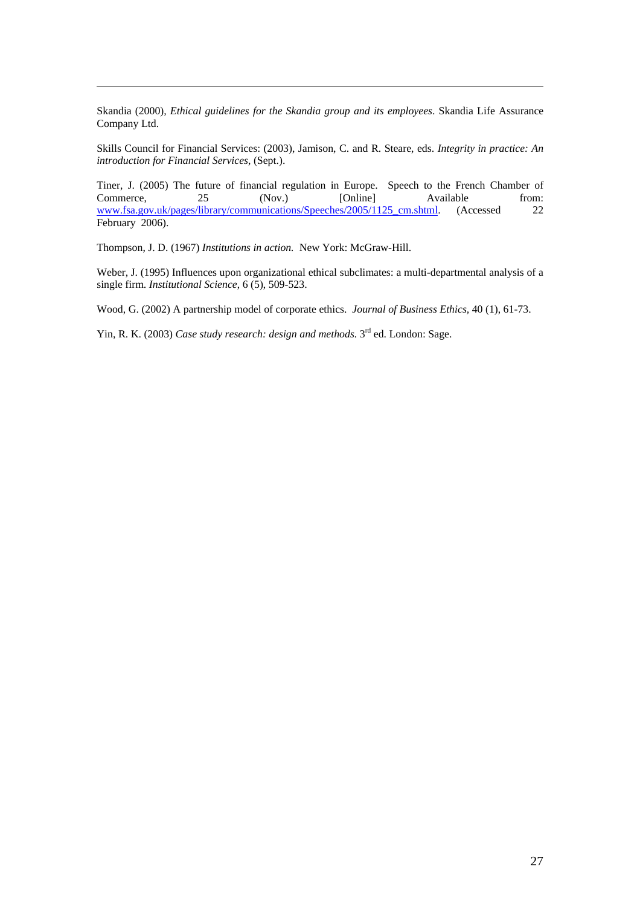Skandia (2000), *Ethical guidelines for the Skandia group and its employees*. Skandia Life Assurance Company Ltd.

Skills Council for Financial Services: (2003), Jamison, C. and R. Steare, eds. *Integrity in practice: An introduction for Financial Services*, (Sept.).

Tiner, J. (2005) The future of financial regulation in Europe. Speech to the French Chamber of Commerce, 25 (Nov.) [Online] Available from: www.fsa.gov.uk/pages/library/communications/Speeches/2005/1125_cm.shtml. (Accessed 22 February 2006).

Thompson, J. D. (1967) *Institutions in action.* New York: McGraw-Hill.

Weber, J. (1995) Influences upon organizational ethical subclimates: a multi-departmental analysis of a single firm. *Institutional Science*, 6 (5), 509-523.

Wood, G. (2002) A partnership model of corporate ethics. *Journal of Business Ethics*, 40 (1), 61-73.

Yin, R. K. (2003) *Case study research: design and methods.* 3rd ed. London: Sage.